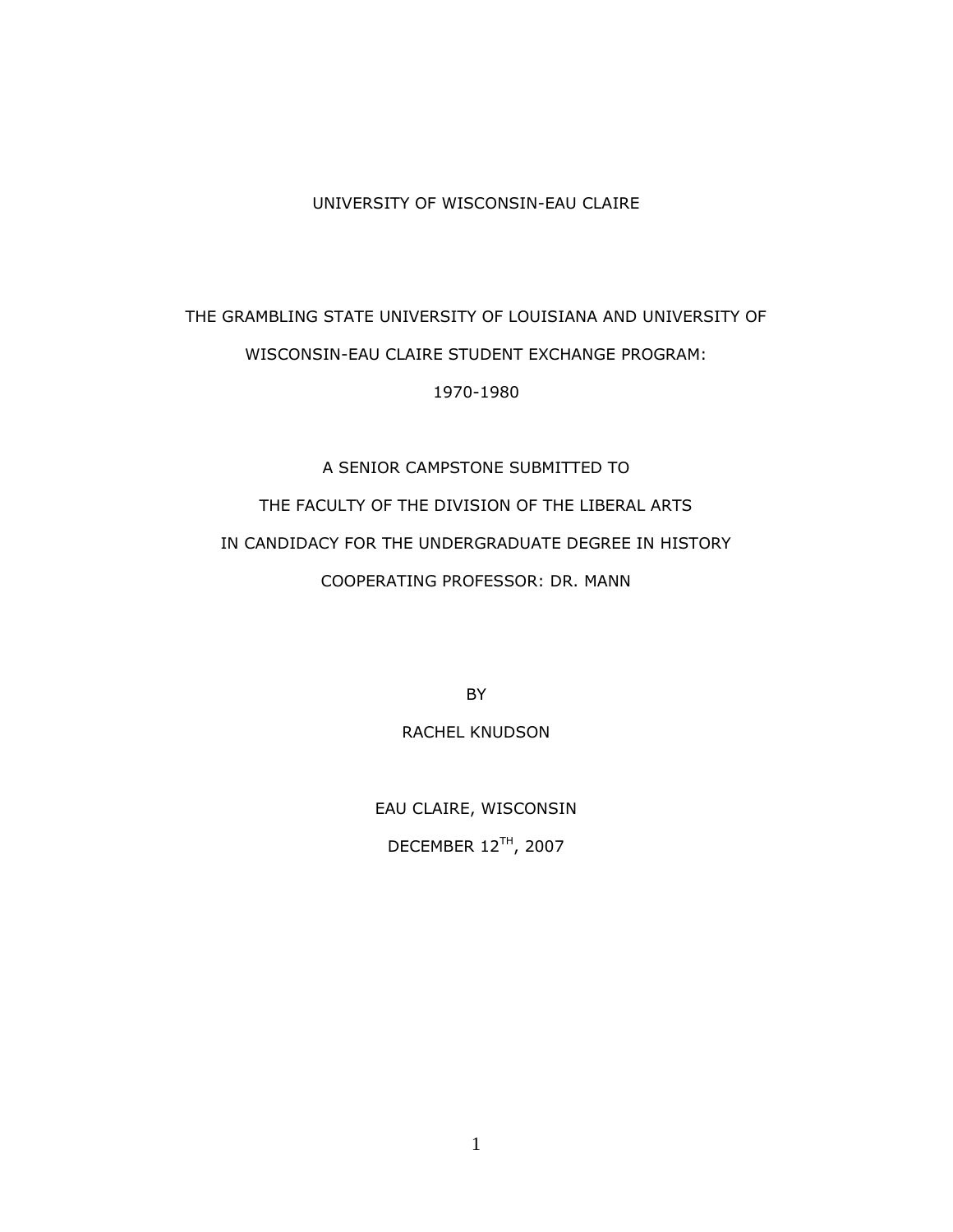UNIVERSITY OF WISCONSIN-EAU CLAIRE

# THE GRAMBLING STATE UNIVERSITY OF LOUISIANA AND UNIVERSITY OF WISCONSIN-EAU CLAIRE STUDENT EXCHANGE PROGRAM: 1970-1980

A SENIOR CAMPSTONE SUBMITTED TO

THE FACULTY OF THE DIVISION OF THE LIBERAL ARTS

IN CANDIDACY FOR THE UNDERGRADUATE DEGREE IN HISTORY

COOPERATING PROFESSOR: DR. MANN

BY

RACHEL KNUDSON

EAU CLAIRE, WISCONSIN

DECEMBER 12TH, 2007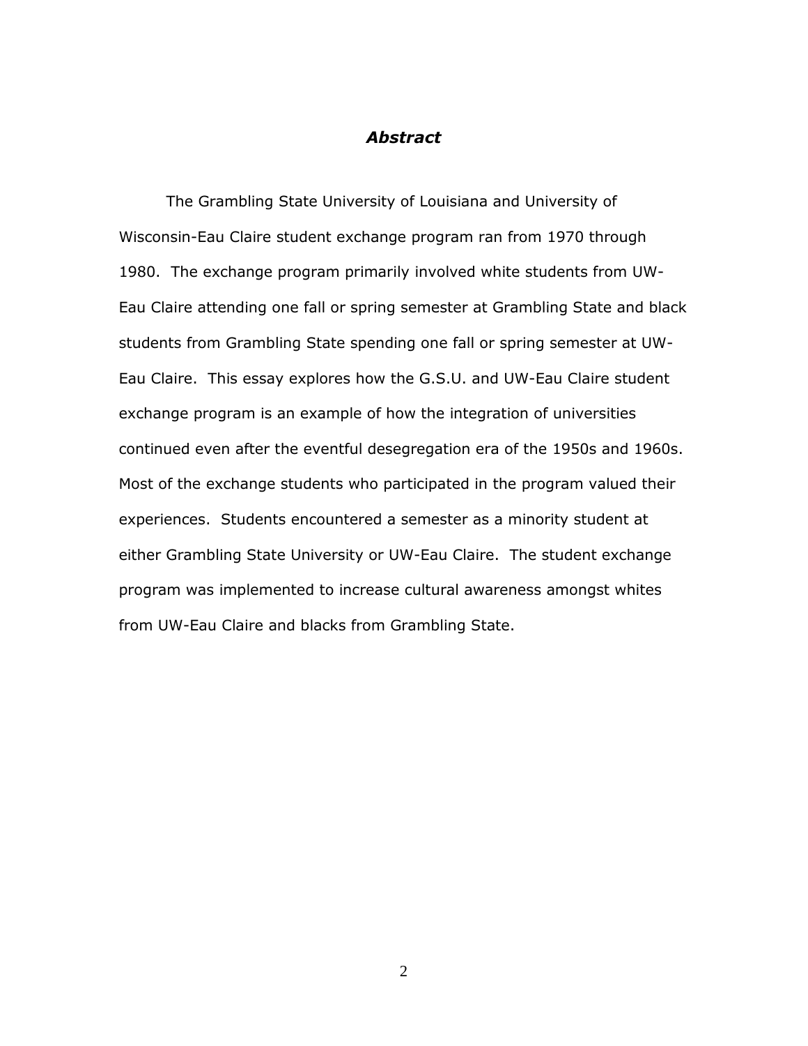## *Abstract*

The Grambling State University of Louisiana and University of Wisconsin-Eau Claire student exchange program ran from 1970 through 1980. The exchange program primarily involved white students from UW-Eau Claire attending one fall or spring semester at Grambling State and black students from Grambling State spending one fall or spring semester at UW-Eau Claire. This essay explores how the G.S.U. and UW-Eau Claire student exchange program is an example of how the integration of universities continued even after the eventful desegregation era of the 1950s and 1960s. Most of the exchange students who participated in the program valued their experiences. Students encountered a semester as a minority student at either Grambling State University or UW-Eau Claire. The student exchange program was implemented to increase cultural awareness amongst whites from UW-Eau Claire and blacks from Grambling State.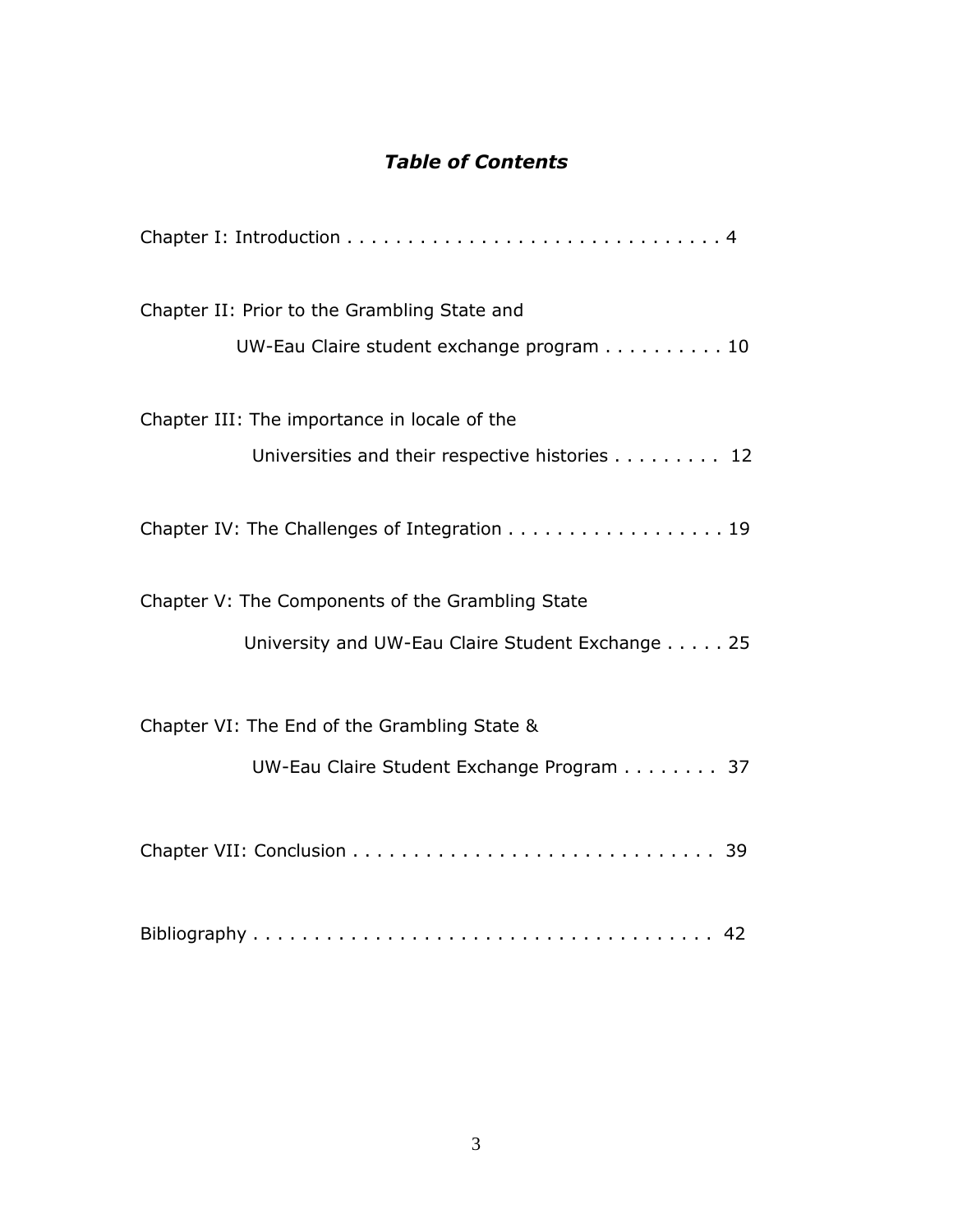## *Table of Contents*

Chapter I: Introduction . . . . . . . . . . . . . . . . . . . . . . . . . . . . . . . 4

Chapter II: Prior to the Grambling State and UW-Eau Claire student exchange program . . . . . . . . . . 10

Chapter III: The importance in locale of the Universities and their respective histories . . . . . . . . . 12

Chapter IV: The Challenges of Integration . . . . . . . . . . . . . . . . . . 19

Chapter V: The Components of the Grambling State University and UW-Eau Claire Student Exchange . . . . . 25

Chapter VI: The End of the Grambling State & UW-Eau Claire Student Exchange Program . . . . . . . . 37

Chapter VII: Conclusion . . . . . . . . . . . . . . . . . . . . . . . . . . . . . 39

Bibliography . . . . . . . . . . . . . . . . . . . . . . . . . . . . . . . . . . . . 42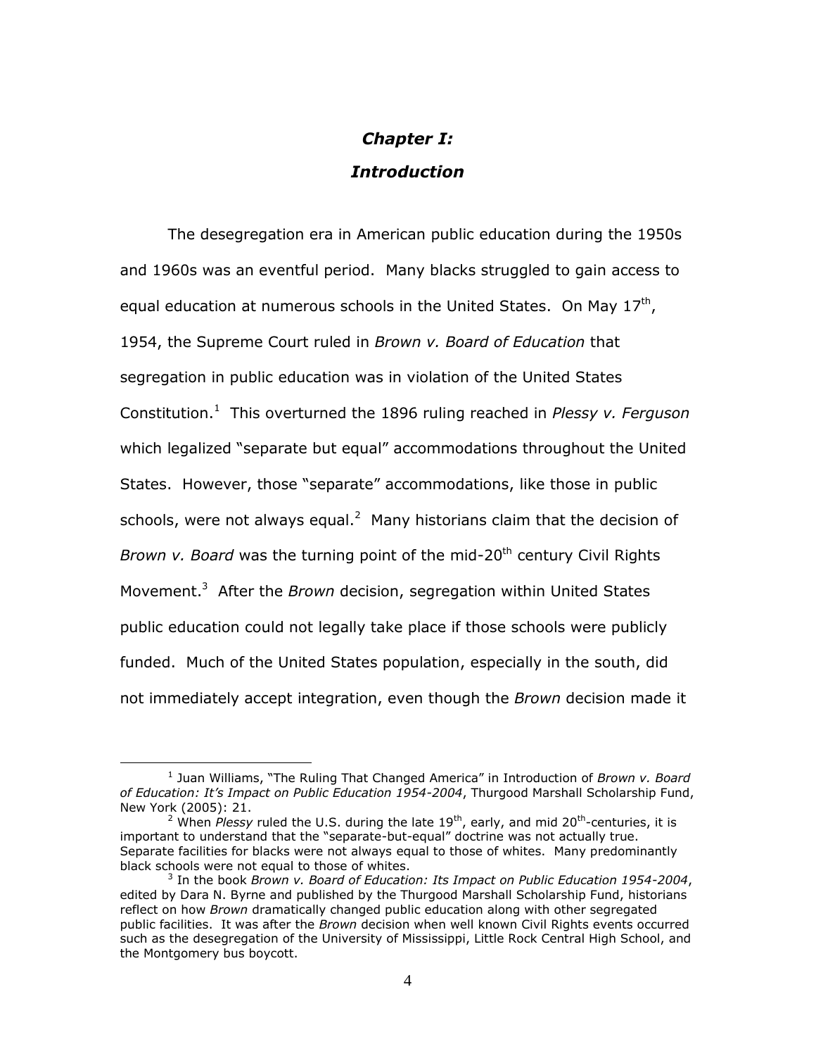# *Chapter I:*

# *Introduction*

The desegregation era in American public education during the 1950s and 1960s was an eventful period. Many blacks struggled to gain access to equal education at numerous schools in the United States. On May 17th, 1954, the Supreme Court ruled in *Brown v. Board of Education* that segregation in public education was in violation of the United States Constitution.[1] This overturned the 1896 ruling reached in *Plessy v. Ferguson* which legalized "separate but equal" accommodations throughout the United States. However, those "separate" accommodations, like those in public schools, were not always equal.[2] Many historians claim that the decision of *Brown v. Board* was the turning point of the mid-20th century Civil Rights Movement.[3] After the *Brown* decision, segregation within United States public education could not legally take place if those schools were publicly funded. Much of the United States population, especially in the south, did not immediately accept integration, even though the *Brown* decision made it

---

[1] Juan Williams, "The Ruling That Changed America" in Introduction of *Brown v. Board of Education: It's Impact on Public Education 1954-2004*, Thurgood Marshall Scholarship Fund, New York (2005): 21.

[2] When *Plessy* ruled the U.S. during the late 19th, early, and mid 20th-centuries, it is important to understand that the "separate-but-equal" doctrine was not actually true. Separate facilities for blacks were not always equal to those of whites. Many predominantly black schools were not equal to those of whites.

[3] In the book *Brown v. Board of Education: Its Impact on Public Education 1954-2004*, edited by Dara N. Byrne and published by the Thurgood Marshall Scholarship Fund, historians reflect on how *Brown* dramatically changed public education along with other segregated public facilities. It was after the *Brown* decision when well known Civil Rights events occurred such as the desegregation of the University of Mississippi, Little Rock Central High School, and the Montgomery bus boycott.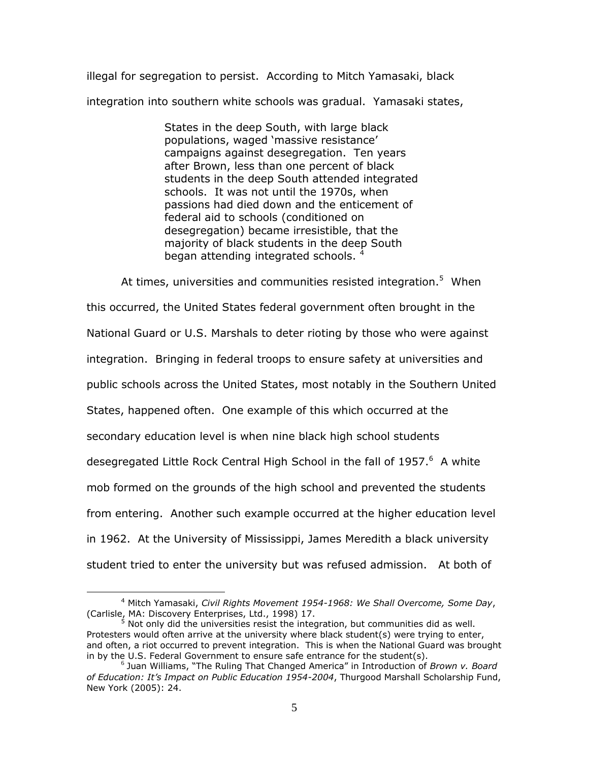illegal for segregation to persist. According to Mitch Yamasaki, black integration into southern white schools was gradual. Yamasaki states,

> States in the deep South, with large black populations, waged 'massive resistance' campaigns against desegregation. Ten years after Brown, less than one percent of black students in the deep South attended integrated schools. It was not until the 1970s, when passions had died down and the enticement of federal aid to schools (conditioned on desegregation) became irresistible, that the majority of black students in the deep South began attending integrated schools. [4]

At times, universities and communities resisted integration.[5] When this occurred, the United States federal government often brought in the National Guard or U.S. Marshals to deter rioting by those who were against integration. Bringing in federal troops to ensure safety at universities and public schools across the United States, most notably in the Southern United States, happened often. One example of this which occurred at the secondary education level is when nine black high school students desegregated Little Rock Central High School in the fall of 1957.[6] A white mob formed on the grounds of the high school and prevented the students from entering. Another such example occurred at the higher education level in 1962. At the University of Mississippi, James Meredith a black university student tried to enter the university but was refused admission. At both of

---

[4] Mitch Yamasaki, *Civil Rights Movement 1954-1968: We Shall Overcome, Some Day*, (Carlisle, MA: Discovery Enterprises, Ltd., 1998) 17.

[5] Not only did the universities resist the integration, but communities did as well. Protesters would often arrive at the university where black student(s) were trying to enter, and often, a riot occurred to prevent integration. This is when the National Guard was brought in by the U.S. Federal Government to ensure safe entrance for the student(s).

[6] Juan Williams, "The Ruling That Changed America" in Introduction of *Brown v. Board of Education: It's Impact on Public Education 1954-2004*, Thurgood Marshall Scholarship Fund, New York (2005): 24.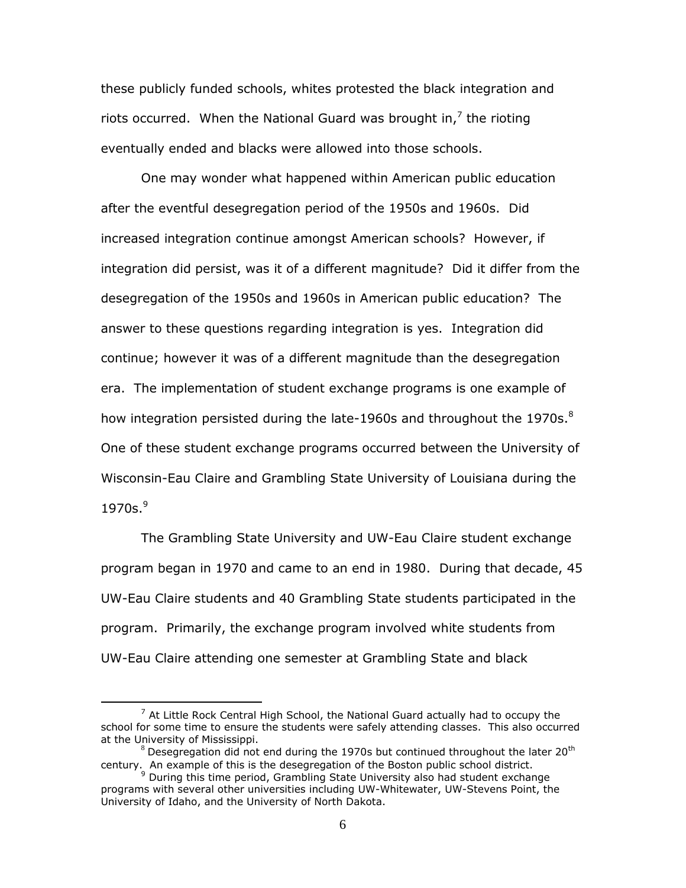these publicly funded schools, whites protested the black integration and riots occurred. When the National Guard was brought in,[7] the rioting eventually ended and blacks were allowed into those schools.

One may wonder what happened within American public education after the eventful desegregation period of the 1950s and 1960s. Did increased integration continue amongst American schools? However, if integration did persist, was it of a different magnitude? Did it differ from the desegregation of the 1950s and 1960s in American public education? The answer to these questions regarding integration is yes. Integration did continue; however it was of a different magnitude than the desegregation era. The implementation of student exchange programs is one example of how integration persisted during the late-1960s and throughout the 1970s.[8] One of these student exchange programs occurred between the University of Wisconsin-Eau Claire and Grambling State University of Louisiana during the 1970s.[9]

The Grambling State University and UW-Eau Claire student exchange program began in 1970 and came to an end in 1980. During that decade, 45 UW-Eau Claire students and 40 Grambling State students participated in the program. Primarily, the exchange program involved white students from UW-Eau Claire attending one semester at Grambling State and black

---

[7] At Little Rock Central High School, the National Guard actually had to occupy the school for some time to ensure the students were safely attending classes. This also occurred at the University of Mississippi.

[8] Desegregation did not end during the 1970s but continued throughout the later 20th century. An example of this is the desegregation of the Boston public school district.

[9] During this time period, Grambling State University also had student exchange programs with several other universities including UW-Whitewater, UW-Stevens Point, the University of Idaho, and the University of North Dakota.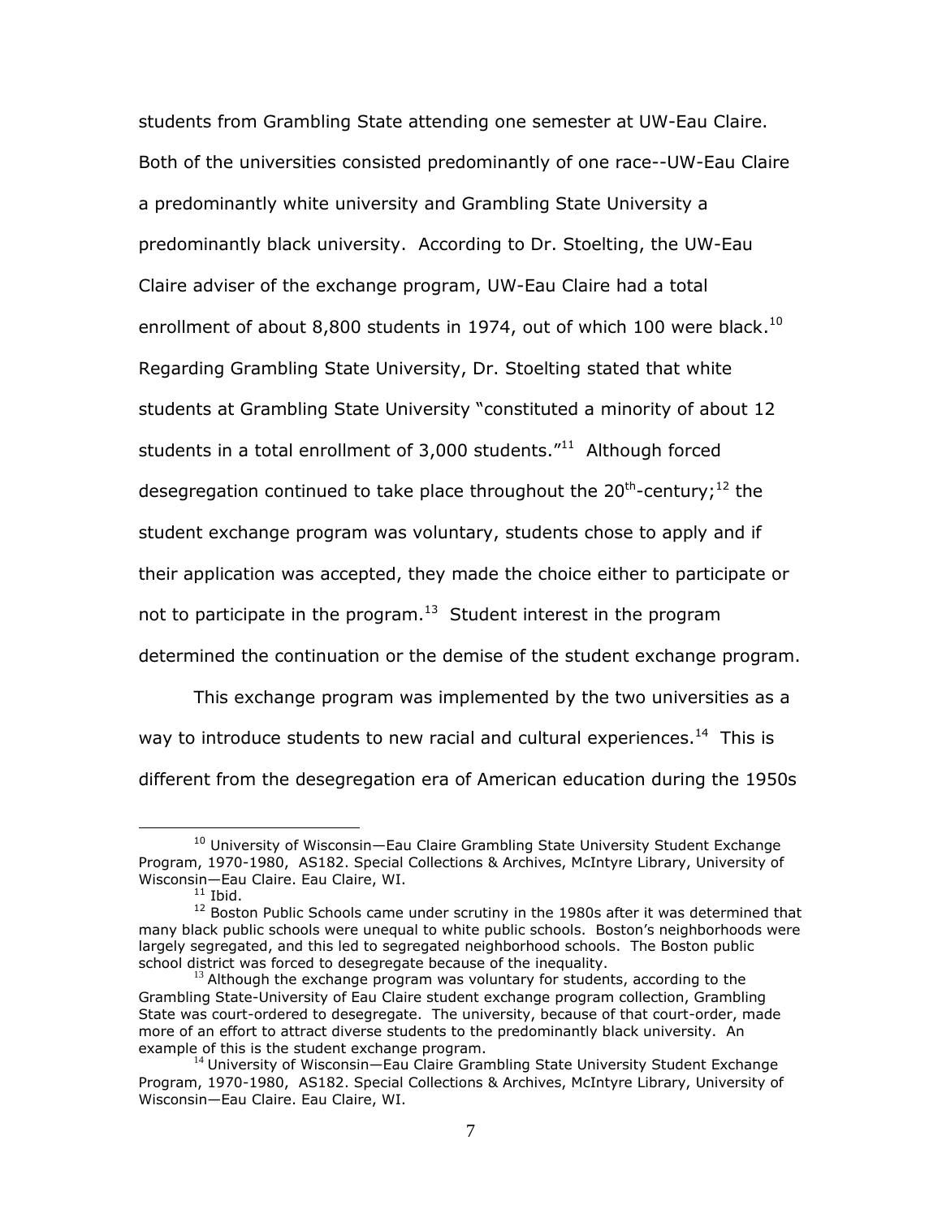students from Grambling State attending one semester at UW-Eau Claire. Both of the universities consisted predominantly of one race--UW-Eau Claire a predominantly white university and Grambling State University a predominantly black university. According to Dr. Stoelting, the UW-Eau Claire adviser of the exchange program, UW-Eau Claire had a total enrollment of about 8,800 students in 1974, out of which 100 were black.[10] Regarding Grambling State University, Dr. Stoelting stated that white students at Grambling State University "constituted a minority of about 12 students in a total enrollment of 3,000 students."[11] Although forced desegregation continued to take place throughout the 20th-century;[12] the student exchange program was voluntary, students chose to apply and if their application was accepted, they made the choice either to participate or not to participate in the program.[13] Student interest in the program determined the continuation or the demise of the student exchange program.

This exchange program was implemented by the two universities as a way to introduce students to new racial and cultural experiences.[14] This is different from the desegregation era of American education during the 1950s

---

[10] University of Wisconsin—Eau Claire Grambling State University Student Exchange Program, 1970-1980, AS182. Special Collections & Archives, McIntyre Library, University of Wisconsin—Eau Claire. Eau Claire, WI.

[11] Ibid.

[12] Boston Public Schools came under scrutiny in the 1980s after it was determined that many black public schools were unequal to white public schools. Boston's neighborhoods were largely segregated, and this led to segregated neighborhood schools. The Boston public school district was forced to desegregate because of the inequality.

[13] Although the exchange program was voluntary for students, according to the Grambling State-University of Eau Claire student exchange program collection, Grambling State was court-ordered to desegregate. The university, because of that court-order, made more of an effort to attract diverse students to the predominantly black university. An example of this is the student exchange program.

[14] University of Wisconsin—Eau Claire Grambling State University Student Exchange Program, 1970-1980, AS182. Special Collections & Archives, McIntyre Library, University of Wisconsin—Eau Claire. Eau Claire, WI.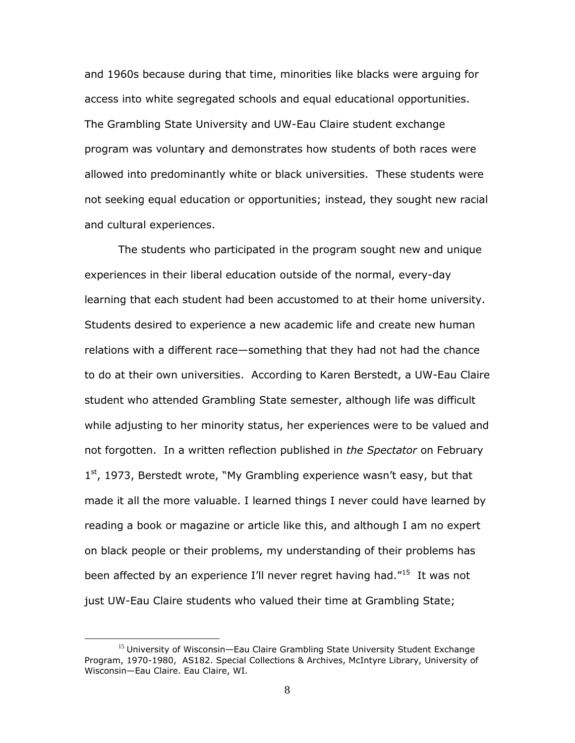and 1960s because during that time, minorities like blacks were arguing for access into white segregated schools and equal educational opportunities. The Grambling State University and UW-Eau Claire student exchange program was voluntary and demonstrates how students of both races were allowed into predominantly white or black universities. These students were not seeking equal education or opportunities; instead, they sought new racial and cultural experiences.

The students who participated in the program sought new and unique experiences in their liberal education outside of the normal, every-day learning that each student had been accustomed to at their home university. Students desired to experience a new academic life and create new human relations with a different race—something that they had not had the chance to do at their own universities. According to Karen Berstedt, a UW-Eau Claire student who attended Grambling State semester, although life was difficult while adjusting to her minority status, her experiences were to be valued and not forgotten. In a written reflection published in *the Spectator* on February 1st, 1973, Berstedt wrote, "My Grambling experience wasn't easy, but that made it all the more valuable. I learned things I never could have learned by reading a book or magazine or article like this, and although I am no expert on black people or their problems, my understanding of their problems has been affected by an experience I'll never regret having had."[15] It was not just UW-Eau Claire students who valued their time at Grambling State;

---

[15] University of Wisconsin—Eau Claire Grambling State University Student Exchange Program, 1970-1980, AS182. Special Collections & Archives, McIntyre Library, University of Wisconsin—Eau Claire. Eau Claire, WI.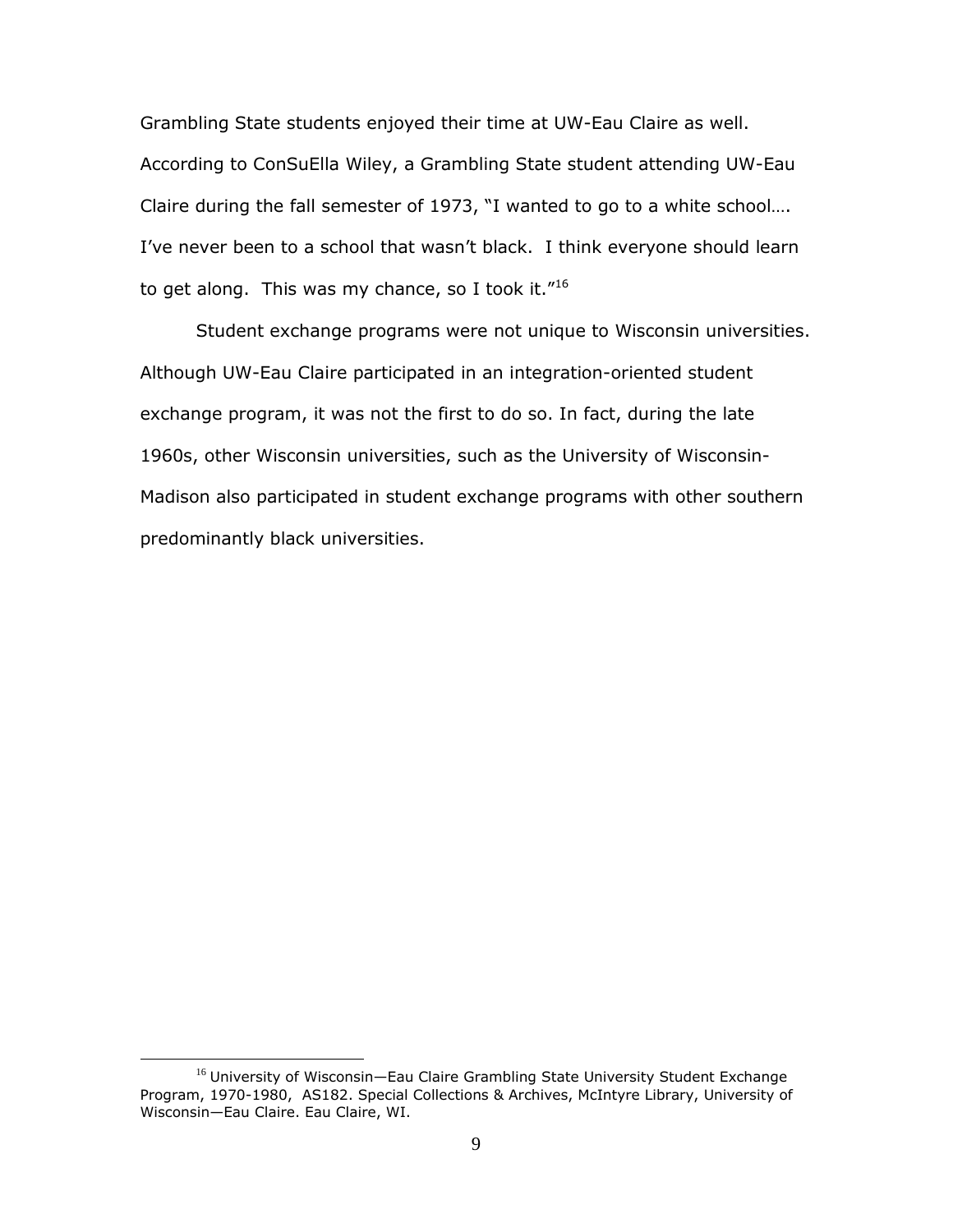Grambling State students enjoyed their time at UW-Eau Claire as well. According to ConSuElla Wiley, a Grambling State student attending UW-Eau Claire during the fall semester of 1973, "I wanted to go to a white school…. I've never been to a school that wasn't black. I think everyone should learn to get along. This was my chance, so I took it."[16]

Student exchange programs were not unique to Wisconsin universities. Although UW-Eau Claire participated in an integration-oriented student exchange program, it was not the first to do so. In fact, during the late 1960s, other Wisconsin universities, such as the University of Wisconsin-Madison also participated in student exchange programs with other southern predominantly black universities.

---

[16] University of Wisconsin—Eau Claire Grambling State University Student Exchange Program, 1970-1980, AS182. Special Collections & Archives, McIntyre Library, University of Wisconsin—Eau Claire. Eau Claire, WI.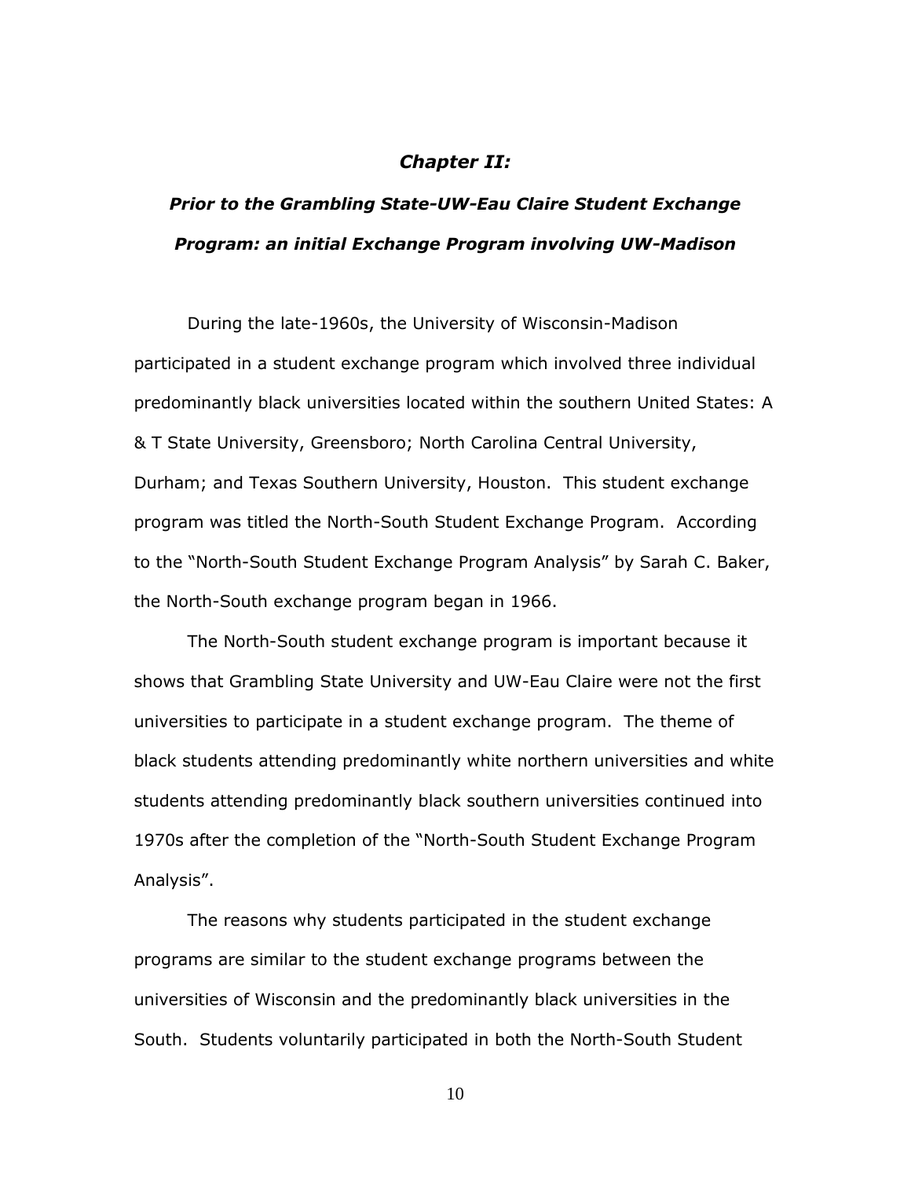## *Chapter II:*

## *Prior to the Grambling State-UW-Eau Claire Student Exchange Program: an initial Exchange Program involving UW-Madison*

During the late-1960s, the University of Wisconsin-Madison participated in a student exchange program which involved three individual predominantly black universities located within the southern United States: A & T State University, Greensboro; North Carolina Central University, Durham; and Texas Southern University, Houston. This student exchange program was titled the North-South Student Exchange Program. According to the "North-South Student Exchange Program Analysis" by Sarah C. Baker, the North-South exchange program began in 1966.

The North-South student exchange program is important because it shows that Grambling State University and UW-Eau Claire were not the first universities to participate in a student exchange program. The theme of black students attending predominantly white northern universities and white students attending predominantly black southern universities continued into 1970s after the completion of the "North-South Student Exchange Program Analysis".

The reasons why students participated in the student exchange programs are similar to the student exchange programs between the universities of Wisconsin and the predominantly black universities in the South. Students voluntarily participated in both the North-South Student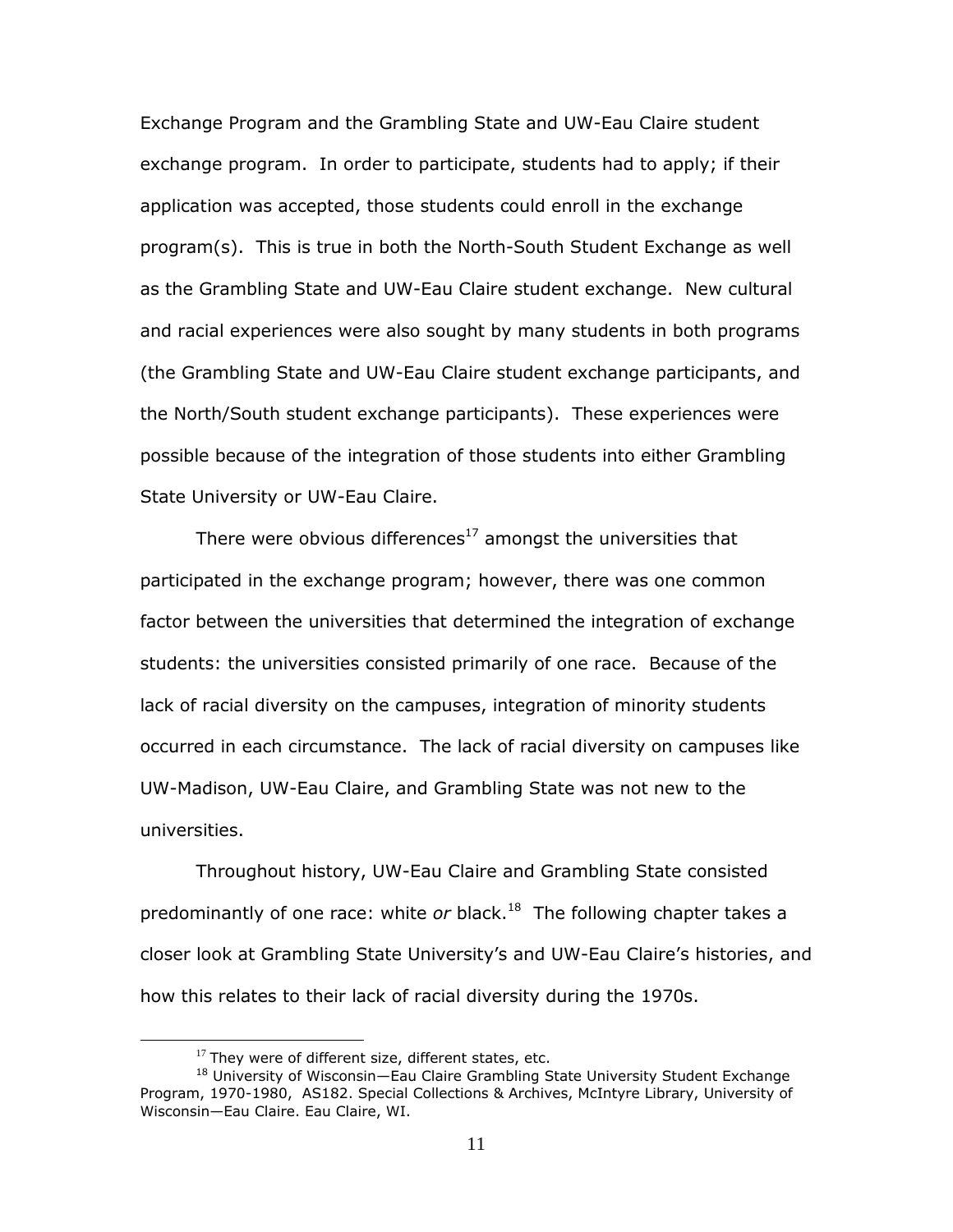Exchange Program and the Grambling State and UW-Eau Claire student exchange program. In order to participate, students had to apply; if their application was accepted, those students could enroll in the exchange program(s). This is true in both the North-South Student Exchange as well as the Grambling State and UW-Eau Claire student exchange. New cultural and racial experiences were also sought by many students in both programs (the Grambling State and UW-Eau Claire student exchange participants, and the North/South student exchange participants). These experiences were possible because of the integration of those students into either Grambling State University or UW-Eau Claire.

There were obvious differences[17] amongst the universities that participated in the exchange program; however, there was one common factor between the universities that determined the integration of exchange students: the universities consisted primarily of one race. Because of the lack of racial diversity on the campuses, integration of minority students occurred in each circumstance. The lack of racial diversity on campuses like UW-Madison, UW-Eau Claire, and Grambling State was not new to the universities.

Throughout history, UW-Eau Claire and Grambling State consisted predominantly of one race: white *or* black.[18] The following chapter takes a closer look at Grambling State University's and UW-Eau Claire's histories, and how this relates to their lack of racial diversity during the 1970s.

---

[17] They were of different size, different states, etc.

[18] University of Wisconsin—Eau Claire Grambling State University Student Exchange Program, 1970-1980, AS182. Special Collections & Archives, McIntyre Library, University of Wisconsin—Eau Claire. Eau Claire, WI.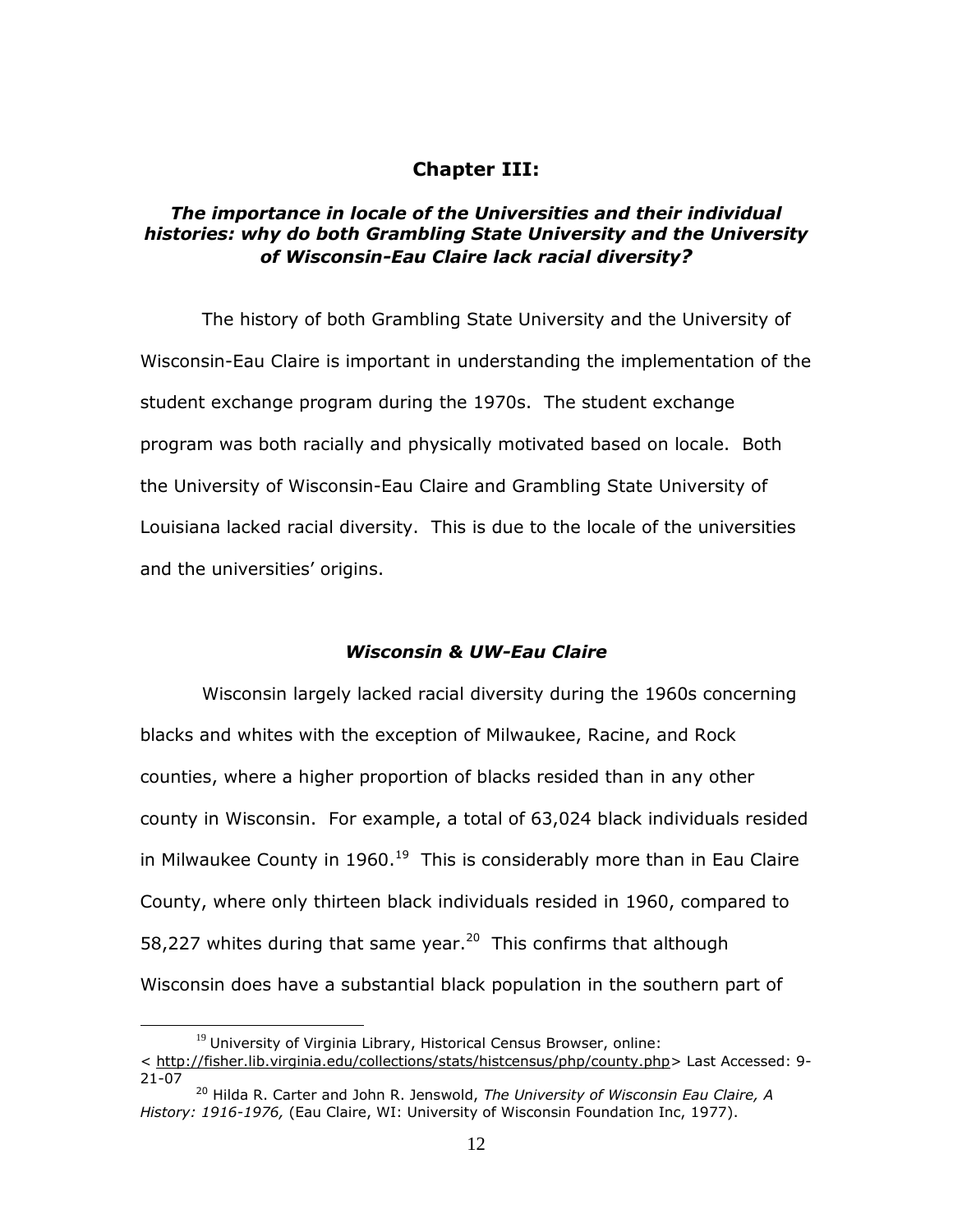## Chapter III:

### *The importance in locale of the Universities and their individual histories: why do both Grambling State University and the University of Wisconsin-Eau Claire lack racial diversity?*

The history of both Grambling State University and the University of Wisconsin-Eau Claire is important in understanding the implementation of the student exchange program during the 1970s. The student exchange program was both racially and physically motivated based on locale. Both the University of Wisconsin-Eau Claire and Grambling State University of Louisiana lacked racial diversity. This is due to the locale of the universities and the universities' origins.

### *Wisconsin & UW-Eau Claire*

Wisconsin largely lacked racial diversity during the 1960s concerning blacks and whites with the exception of Milwaukee, Racine, and Rock counties, where a higher proportion of blacks resided than in any other county in Wisconsin. For example, a total of 63,024 black individuals resided in Milwaukee County in 1960.[19] This is considerably more than in Eau Claire County, where only thirteen black individuals resided in 1960, compared to 58,227 whites during that same year.[20] This confirms that although Wisconsin does have a substantial black population in the southern part of

---

[19] University of Virginia Library, Historical Census Browser, online: < http://fisher.lib.virginia.edu/collections/stats/histcensus/php/county.php> Last Accessed: 9-21-07

[20] Hilda R. Carter and John R. Jenswold, *The University of Wisconsin Eau Claire, A History: 1916-1976,* (Eau Claire, WI: University of Wisconsin Foundation Inc, 1977).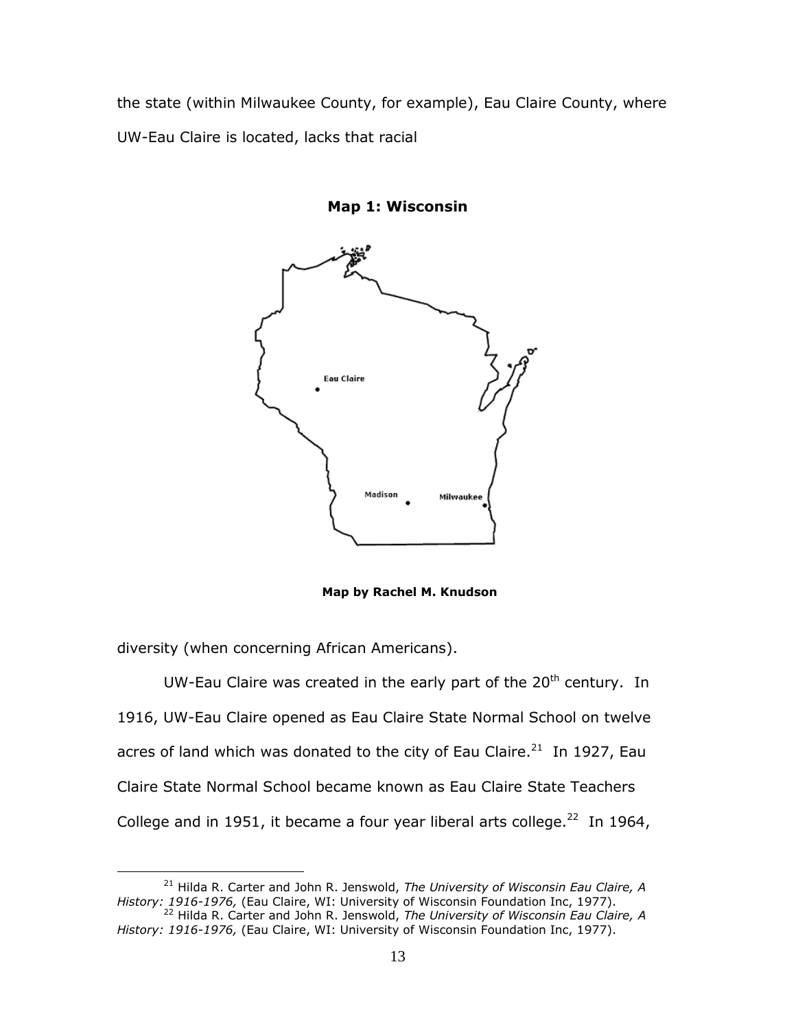the state (within Milwaukee County, for example), Eau Claire County, where UW-Eau Claire is located, lacks that racial

**Map 1: Wisconsin**

**Map by Rachel M. Knudson**

diversity (when concerning African Americans).

UW-Eau Claire was created in the early part of the 20th century. In 1916, UW-Eau Claire opened as Eau Claire State Normal School on twelve acres of land which was donated to the city of Eau Claire.[21] In 1927, Eau Claire State Normal School became known as Eau Claire State Teachers College and in 1951, it became a four year liberal arts college.[22] In 1964,

---

[21] Hilda R. Carter and John R. Jenswold, *The University of Wisconsin Eau Claire, A History: 1916-1976,* (Eau Claire, WI: University of Wisconsin Foundation Inc, 1977).

[22] Hilda R. Carter and John R. Jenswold, *The University of Wisconsin Eau Claire, A History: 1916-1976,* (Eau Claire, WI: University of Wisconsin Foundation Inc, 1977).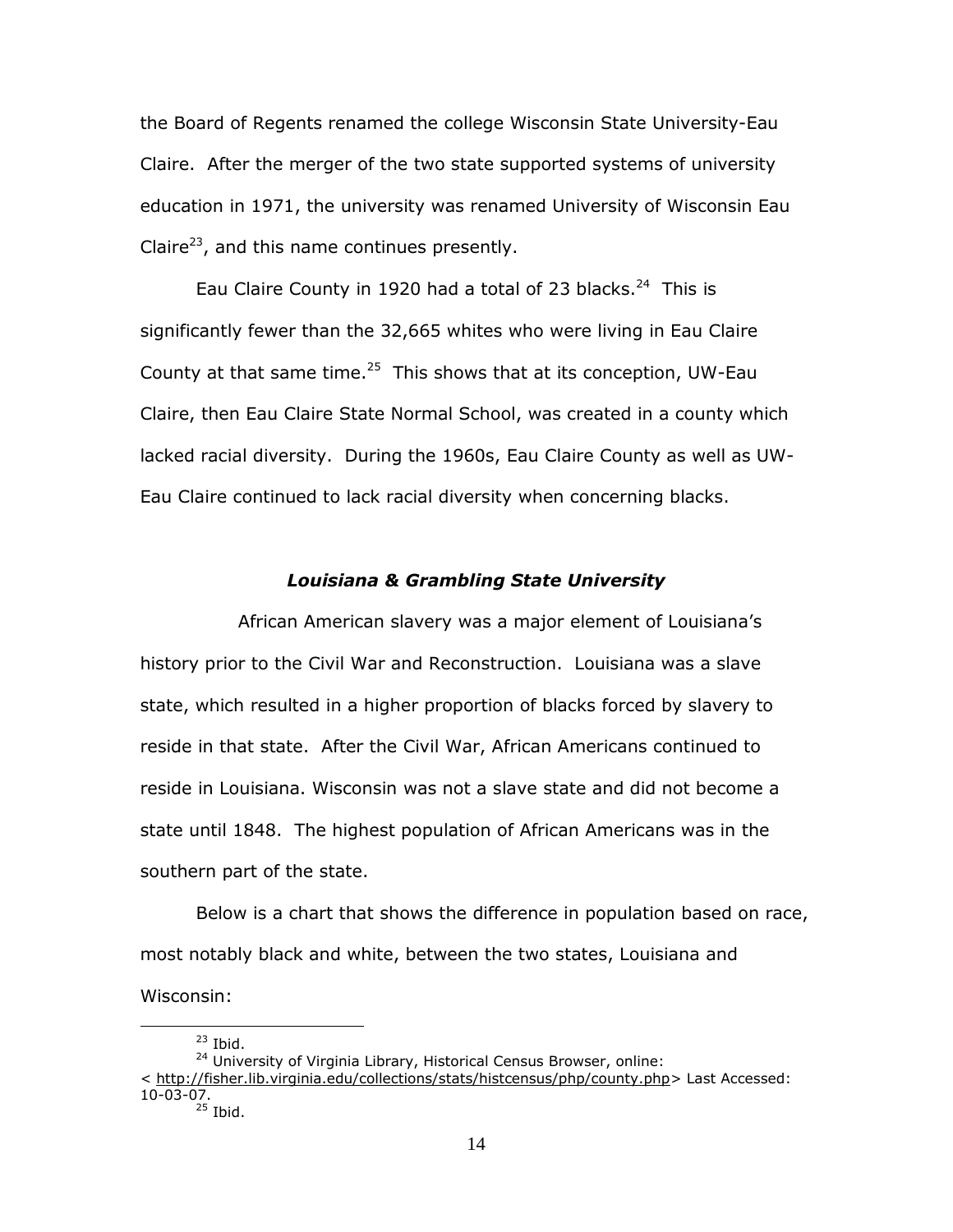the Board of Regents renamed the college Wisconsin State University-Eau Claire. After the merger of the two state supported systems of university education in 1971, the university was renamed University of Wisconsin Eau Claire[23], and this name continues presently.

Eau Claire County in 1920 had a total of 23 blacks.[24] This is significantly fewer than the 32,665 whites who were living in Eau Claire County at that same time.[25] This shows that at its conception, UW-Eau Claire, then Eau Claire State Normal School, was created in a county which lacked racial diversity. During the 1960s, Eau Claire County as well as UW-Eau Claire continued to lack racial diversity when concerning blacks.

### *Louisiana & Grambling State University*

African American slavery was a major element of Louisiana's history prior to the Civil War and Reconstruction. Louisiana was a slave state, which resulted in a higher proportion of blacks forced by slavery to reside in that state. After the Civil War, African Americans continued to reside in Louisiana. Wisconsin was not a slave state and did not become a state until 1848. The highest population of African Americans was in the southern part of the state.

Below is a chart that shows the difference in population based on race, most notably black and white, between the two states, Louisiana and Wisconsin:

---

[23] Ibid.

[24] University of Virginia Library, Historical Census Browser, online: < http://fisher.lib.virginia.edu/collections/stats/histcensus/php/county.php> Last Accessed: 10-03-07.

[25] Ibid.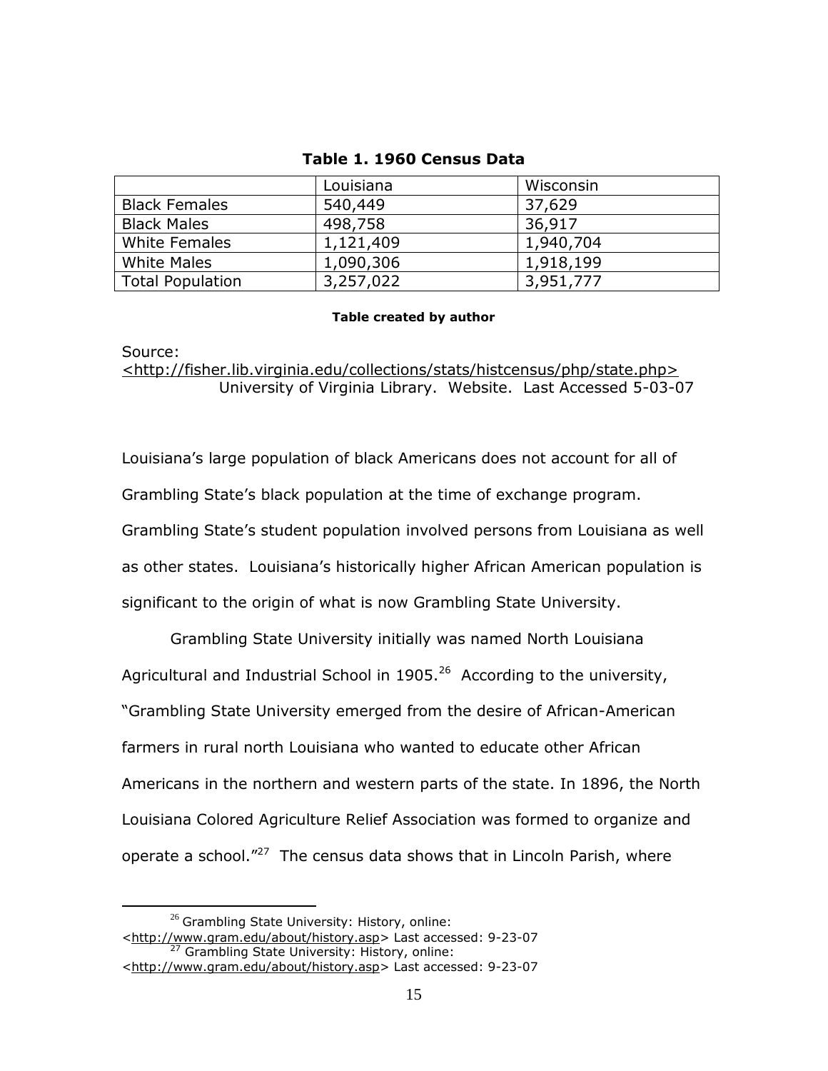**Table 1. 1960 Census Data**

| | Louisiana | Wisconsin |
|---|---|---|
| Black Females | 540,449 | 37,629 |
| Black Males | 498,758 | 36,917 |
| White Females | 1,121,409 | 1,940,704 |
| White Males | 1,090,306 | 1,918,199 |
| Total Population | 3,257,022 | 3,951,777 |

**Table created by author**

Source:
<http://fisher.lib.virginia.edu/collections/stats/histcensus/php/state.php>
University of Virginia Library. Website. Last Accessed 5-03-07

Louisiana's large population of black Americans does not account for all of Grambling State's black population at the time of exchange program. Grambling State's student population involved persons from Louisiana as well as other states. Louisiana's historically higher African American population is significant to the origin of what is now Grambling State University.

Grambling State University initially was named North Louisiana Agricultural and Industrial School in 1905.[26] According to the university, "Grambling State University emerged from the desire of African-American farmers in rural north Louisiana who wanted to educate other African Americans in the northern and western parts of the state. In 1896, the North Louisiana Colored Agriculture Relief Association was formed to organize and operate a school."[27] The census data shows that in Lincoln Parish, where

---

[26] Grambling State University: History, online: <http://www.gram.edu/about/history.asp> Last accessed: 9-23-07

[27] Grambling State University: History, online: <http://www.gram.edu/about/history.asp> Last accessed: 9-23-07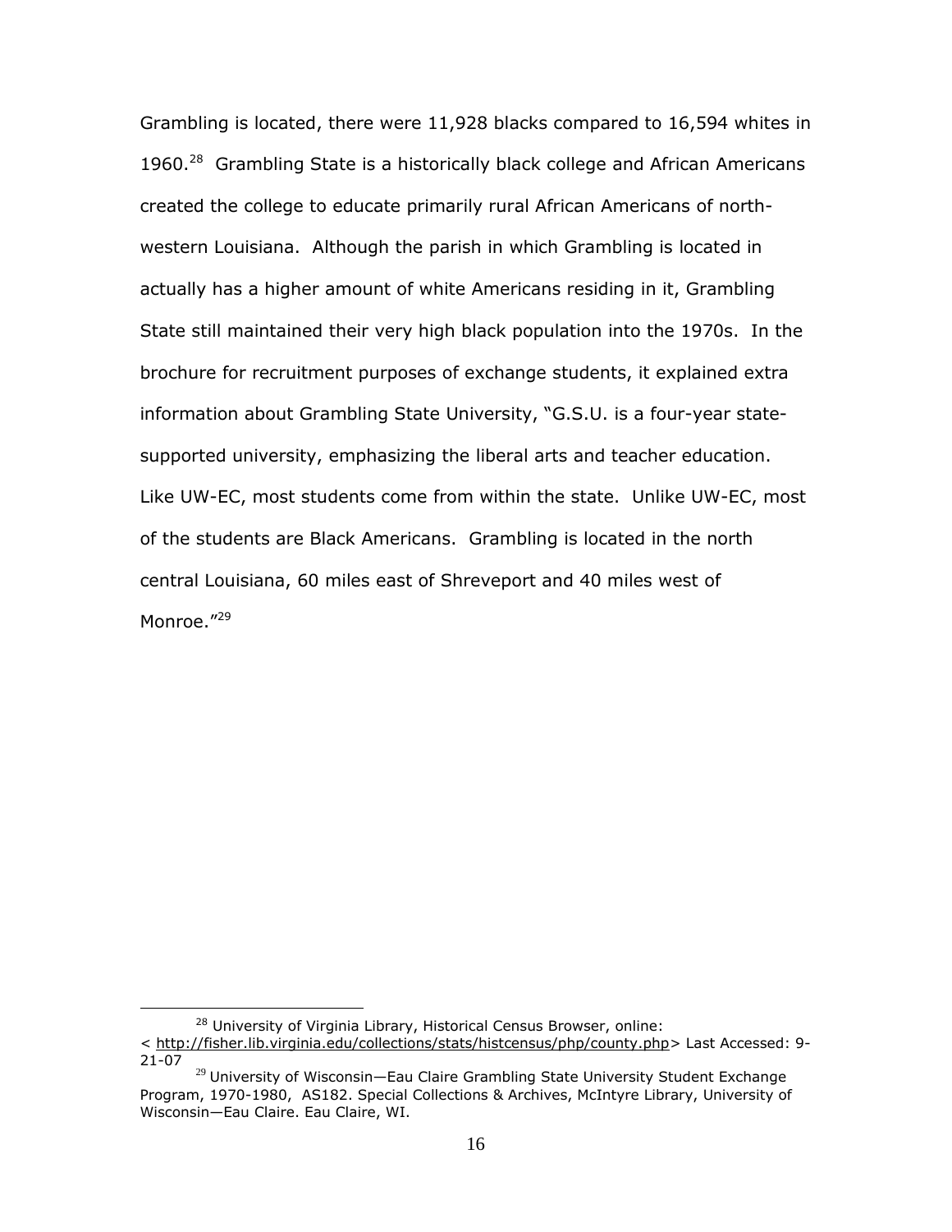Grambling is located, there were 11,928 blacks compared to 16,594 whites in 1960.[28] Grambling State is a historically black college and African Americans created the college to educate primarily rural African Americans of north-western Louisiana. Although the parish in which Grambling is located in actually has a higher amount of white Americans residing in it, Grambling State still maintained their very high black population into the 1970s. In the brochure for recruitment purposes of exchange students, it explained extra information about Grambling State University, "G.S.U. is a four-year state-supported university, emphasizing the liberal arts and teacher education. Like UW-EC, most students come from within the state. Unlike UW-EC, most of the students are Black Americans. Grambling is located in the north central Louisiana, 60 miles east of Shreveport and 40 miles west of Monroe."[29]

---

[28] University of Virginia Library, Historical Census Browser, online: < http://fisher.lib.virginia.edu/collections/stats/histcensus/php/county.php> Last Accessed: 9-21-07

[29] University of Wisconsin—Eau Claire Grambling State University Student Exchange Program, 1970-1980, AS182. Special Collections & Archives, McIntyre Library, University of Wisconsin—Eau Claire. Eau Claire, WI.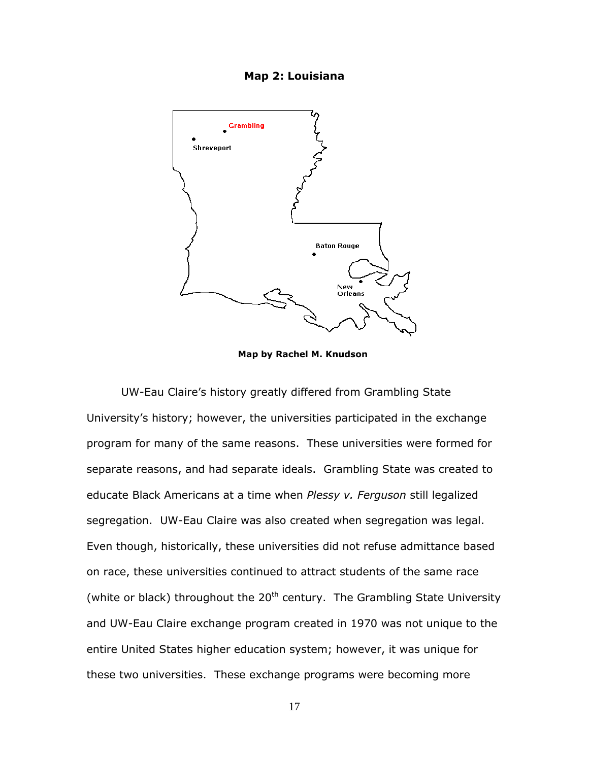**Map 2: Louisiana**

Grambling

Shreveport

Baton Rouge

New Orleans

**Map by Rachel M. Knudson**

UW-Eau Claire's history greatly differed from Grambling State University's history; however, the universities participated in the exchange program for many of the same reasons. These universities were formed for separate reasons, and had separate ideals. Grambling State was created to educate Black Americans at a time when *Plessy v. Ferguson* still legalized segregation. UW-Eau Claire was also created when segregation was legal. Even though, historically, these universities did not refuse admittance based on race, these universities continued to attract students of the same race (white or black) throughout the 20th century. The Grambling State University and UW-Eau Claire exchange program created in 1970 was not unique to the entire United States higher education system; however, it was unique for these two universities. These exchange programs were becoming more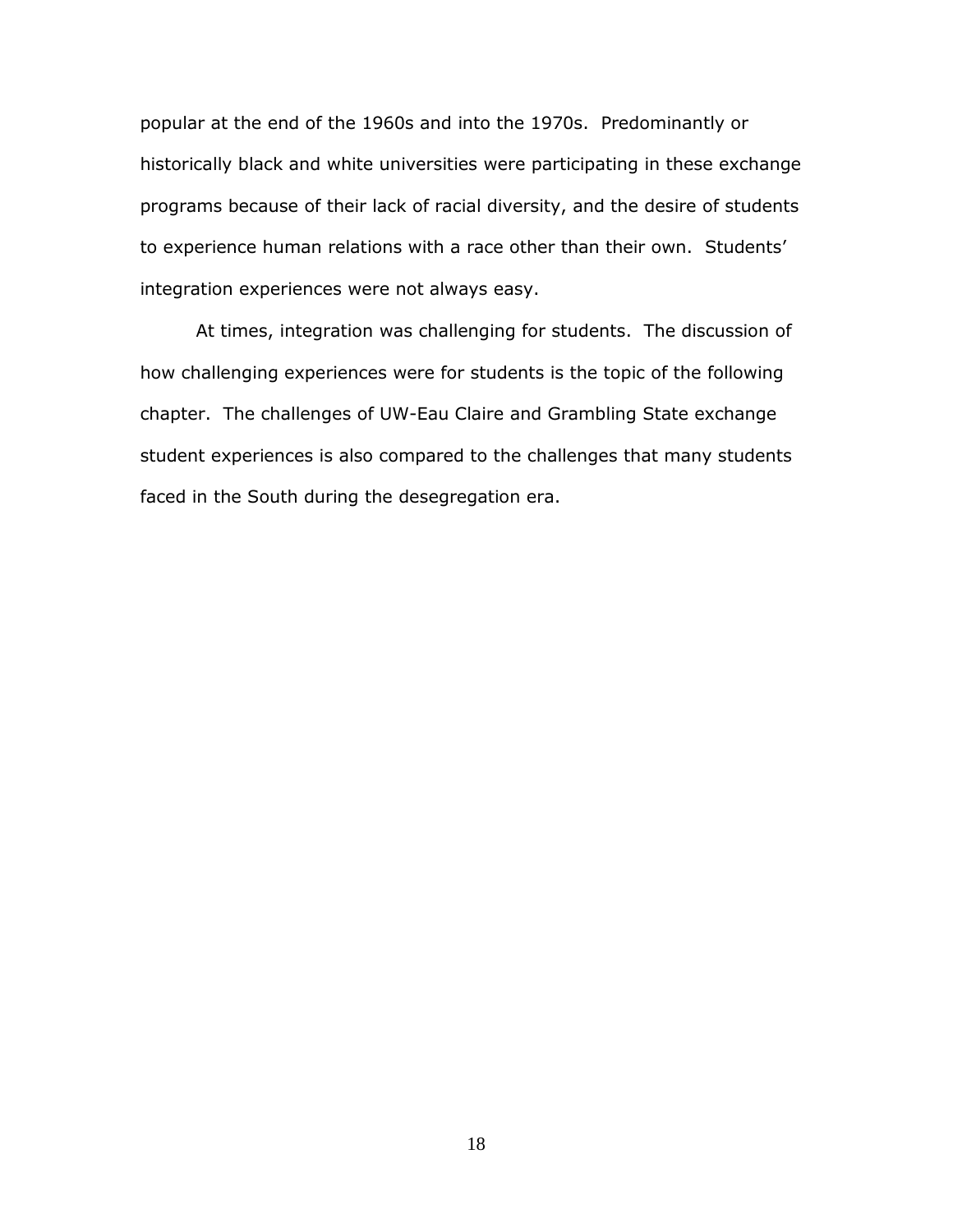popular at the end of the 1960s and into the 1970s. Predominantly or historically black and white universities were participating in these exchange programs because of their lack of racial diversity, and the desire of students to experience human relations with a race other than their own. Students' integration experiences were not always easy.

At times, integration was challenging for students. The discussion of how challenging experiences were for students is the topic of the following chapter. The challenges of UW-Eau Claire and Grambling State exchange student experiences is also compared to the challenges that many students faced in the South during the desegregation era.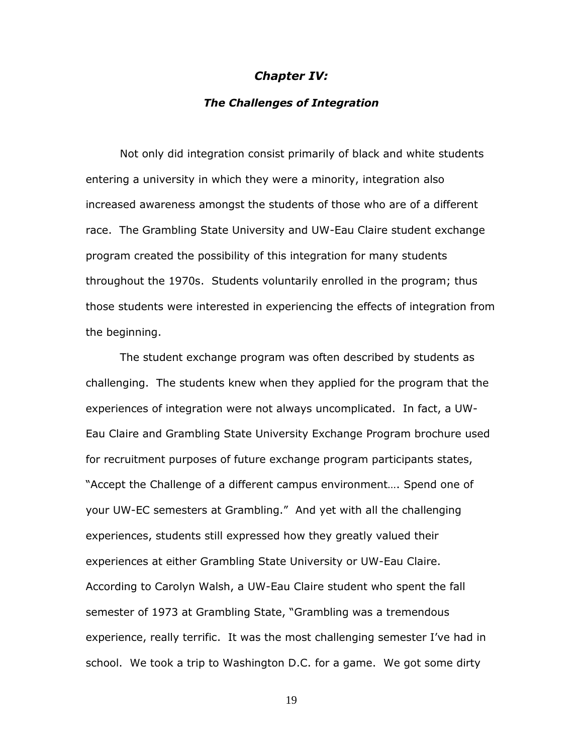# *Chapter IV:*

## *The Challenges of Integration*

Not only did integration consist primarily of black and white students entering a university in which they were a minority, integration also increased awareness amongst the students of those who are of a different race. The Grambling State University and UW-Eau Claire student exchange program created the possibility of this integration for many students throughout the 1970s. Students voluntarily enrolled in the program; thus those students were interested in experiencing the effects of integration from the beginning.

The student exchange program was often described by students as challenging. The students knew when they applied for the program that the experiences of integration were not always uncomplicated. In fact, a UW-Eau Claire and Grambling State University Exchange Program brochure used for recruitment purposes of future exchange program participants states, "Accept the Challenge of a different campus environment…. Spend one of your UW-EC semesters at Grambling." And yet with all the challenging experiences, students still expressed how they greatly valued their experiences at either Grambling State University or UW-Eau Claire. According to Carolyn Walsh, a UW-Eau Claire student who spent the fall semester of 1973 at Grambling State, "Grambling was a tremendous experience, really terrific. It was the most challenging semester I've had in school. We took a trip to Washington D.C. for a game. We got some dirty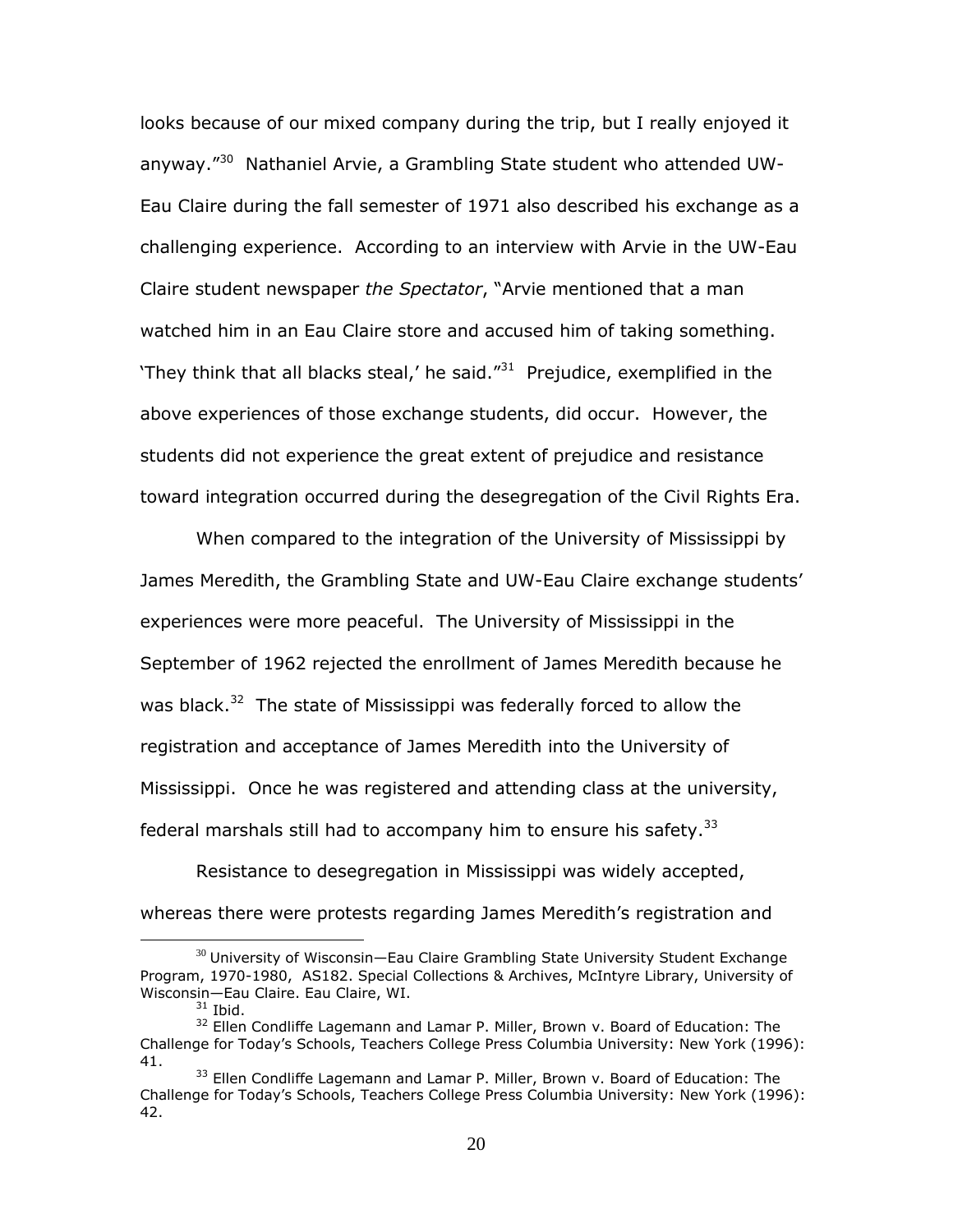looks because of our mixed company during the trip, but I really enjoyed it anyway."[30] Nathaniel Arvie, a Grambling State student who attended UW-Eau Claire during the fall semester of 1971 also described his exchange as a challenging experience. According to an interview with Arvie in the UW-Eau Claire student newspaper *the Spectator*, "Arvie mentioned that a man watched him in an Eau Claire store and accused him of taking something. 'They think that all blacks steal,' he said."[31] Prejudice, exemplified in the above experiences of those exchange students, did occur. However, the students did not experience the great extent of prejudice and resistance toward integration occurred during the desegregation of the Civil Rights Era.

When compared to the integration of the University of Mississippi by James Meredith, the Grambling State and UW-Eau Claire exchange students' experiences were more peaceful. The University of Mississippi in the September of 1962 rejected the enrollment of James Meredith because he was black.[32] The state of Mississippi was federally forced to allow the registration and acceptance of James Meredith into the University of Mississippi. Once he was registered and attending class at the university, federal marshals still had to accompany him to ensure his safety.[33]

Resistance to desegregation in Mississippi was widely accepted, whereas there were protests regarding James Meredith's registration and

---

[30] University of Wisconsin—Eau Claire Grambling State University Student Exchange Program, 1970-1980, AS182. Special Collections & Archives, McIntyre Library, University of Wisconsin—Eau Claire. Eau Claire, WI.

[31] Ibid.

[32] Ellen Condliffe Lagemann and Lamar P. Miller, Brown v. Board of Education: The Challenge for Today's Schools, Teachers College Press Columbia University: New York (1996): 41.

[33] Ellen Condliffe Lagemann and Lamar P. Miller, Brown v. Board of Education: The Challenge for Today's Schools, Teachers College Press Columbia University: New York (1996): 42.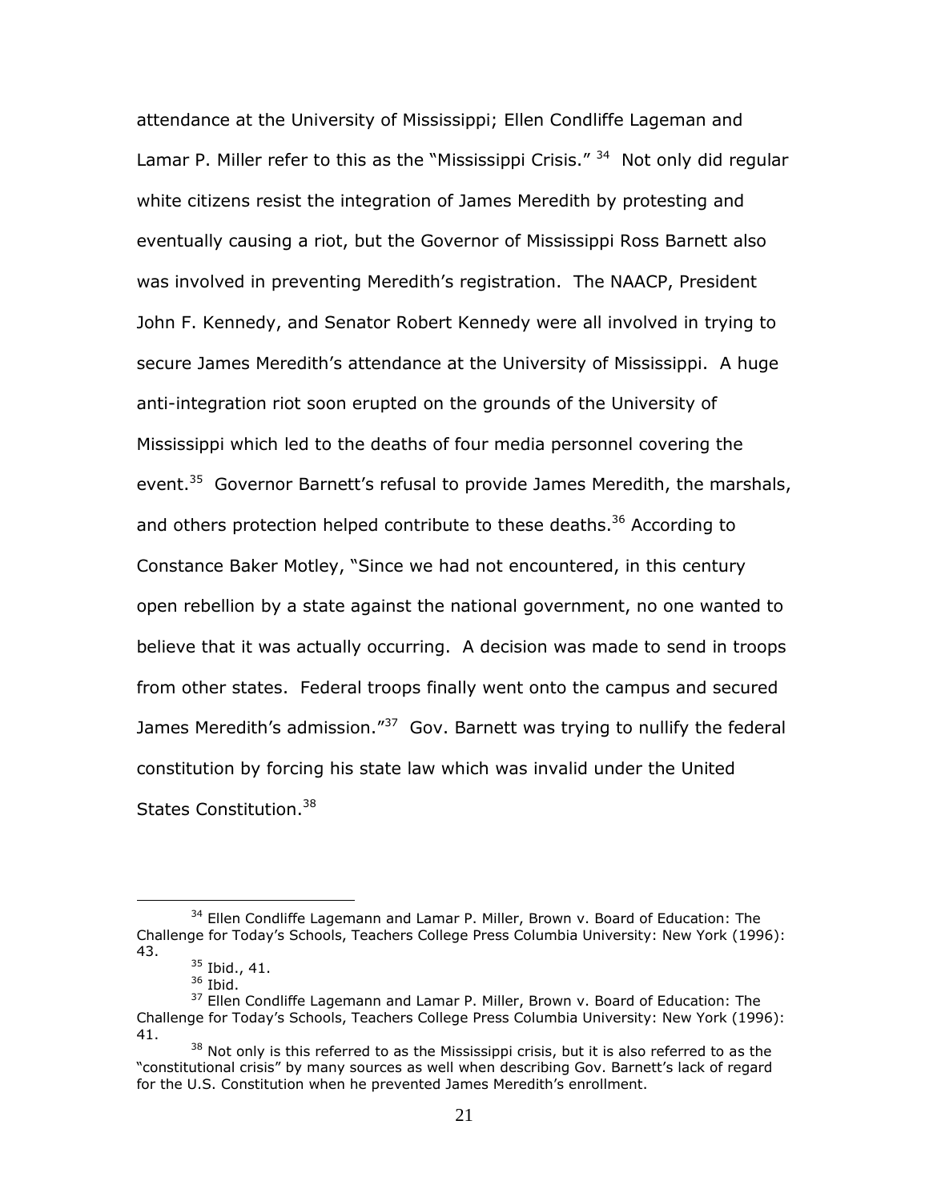attendance at the University of Mississippi; Ellen Condliffe Lageman and Lamar P. Miller refer to this as the "Mississippi Crisis." [34] Not only did regular white citizens resist the integration of James Meredith by protesting and eventually causing a riot, but the Governor of Mississippi Ross Barnett also was involved in preventing Meredith's registration. The NAACP, President John F. Kennedy, and Senator Robert Kennedy were all involved in trying to secure James Meredith's attendance at the University of Mississippi. A huge anti-integration riot soon erupted on the grounds of the University of Mississippi which led to the deaths of four media personnel covering the event.[35] Governor Barnett's refusal to provide James Meredith, the marshals, and others protection helped contribute to these deaths.[36] According to Constance Baker Motley, "Since we had not encountered, in this century open rebellion by a state against the national government, no one wanted to believe that it was actually occurring. A decision was made to send in troops from other states. Federal troops finally went onto the campus and secured James Meredith's admission."[37] Gov. Barnett was trying to nullify the federal constitution by forcing his state law which was invalid under the United States Constitution.[38]

---

[34] Ellen Condliffe Lagemann and Lamar P. Miller, Brown v. Board of Education: The Challenge for Today's Schools, Teachers College Press Columbia University: New York (1996): 43.

[35] Ibid., 41.

[36] Ibid.

[37] Ellen Condliffe Lagemann and Lamar P. Miller, Brown v. Board of Education: The Challenge for Today's Schools, Teachers College Press Columbia University: New York (1996): 41.

[38] Not only is this referred to as the Mississippi crisis, but it is also referred to as the "constitutional crisis" by many sources as well when describing Gov. Barnett's lack of regard for the U.S. Constitution when he prevented James Meredith's enrollment.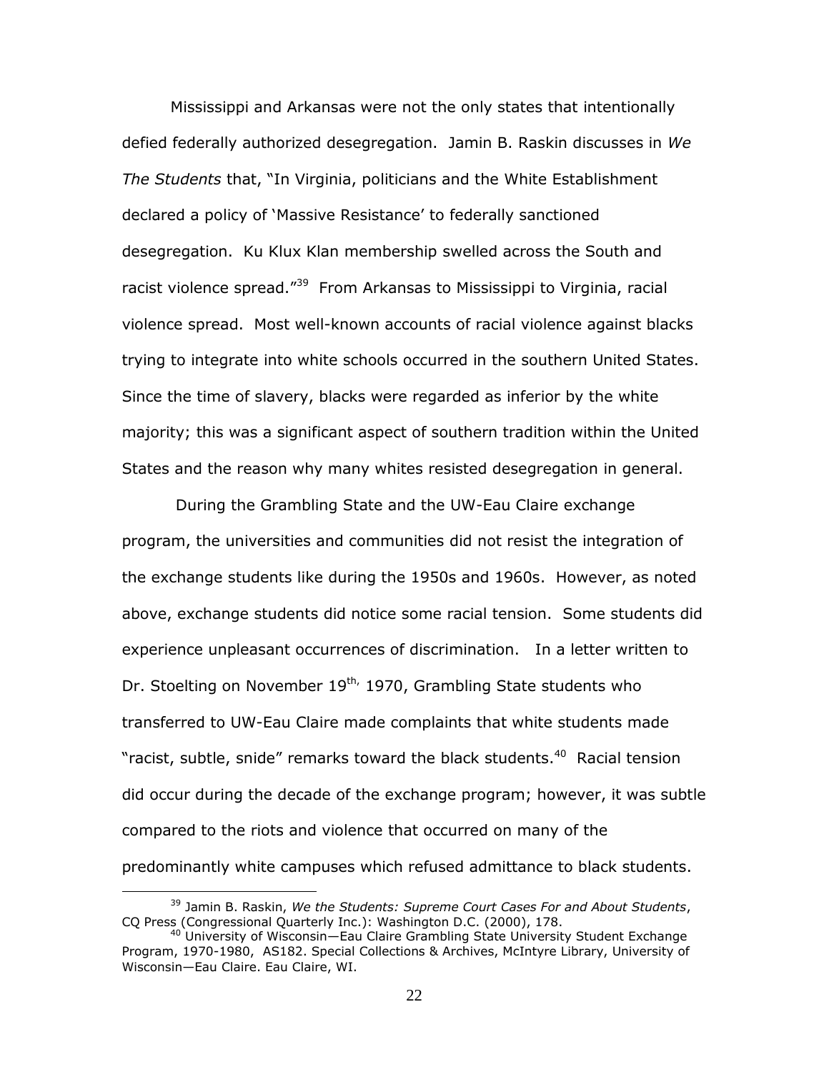Mississippi and Arkansas were not the only states that intentionally defied federally authorized desegregation. Jamin B. Raskin discusses in *We The Students* that, "In Virginia, politicians and the White Establishment declared a policy of 'Massive Resistance' to federally sanctioned desegregation. Ku Klux Klan membership swelled across the South and racist violence spread."[39] From Arkansas to Mississippi to Virginia, racial violence spread. Most well-known accounts of racial violence against blacks trying to integrate into white schools occurred in the southern United States. Since the time of slavery, blacks were regarded as inferior by the white majority; this was a significant aspect of southern tradition within the United States and the reason why many whites resisted desegregation in general.

During the Grambling State and the UW-Eau Claire exchange program, the universities and communities did not resist the integration of the exchange students like during the 1950s and 1960s. However, as noted above, exchange students did notice some racial tension. Some students did experience unpleasant occurrences of discrimination. In a letter written to Dr. Stoelting on November 19th, 1970, Grambling State students who transferred to UW-Eau Claire made complaints that white students made "racist, subtle, snide" remarks toward the black students.[40] Racial tension did occur during the decade of the exchange program; however, it was subtle compared to the riots and violence that occurred on many of the predominantly white campuses which refused admittance to black students.

---

[39] Jamin B. Raskin, *We the Students: Supreme Court Cases For and About Students*, CQ Press (Congressional Quarterly Inc.): Washington D.C. (2000), 178.

[40] University of Wisconsin—Eau Claire Grambling State University Student Exchange Program, 1970-1980, AS182. Special Collections & Archives, McIntyre Library, University of Wisconsin—Eau Claire. Eau Claire, WI.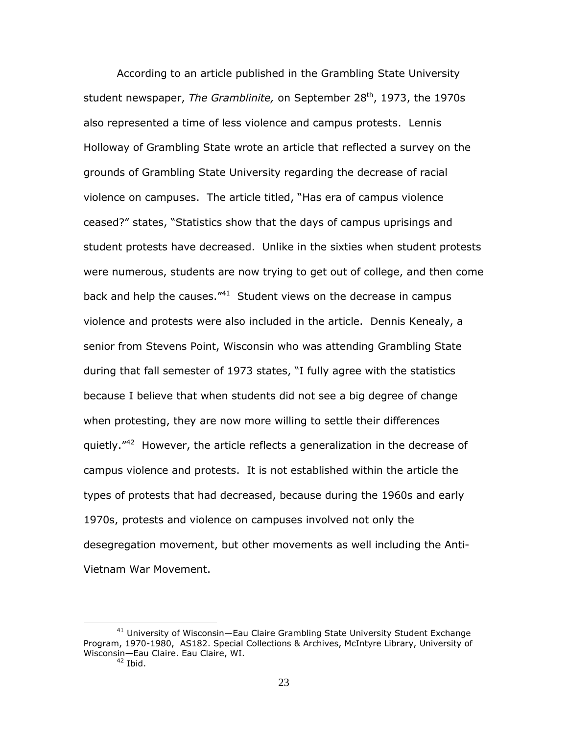According to an article published in the Grambling State University student newspaper, *The Gramblinite,* on September 28th, 1973, the 1970s also represented a time of less violence and campus protests. Lennis Holloway of Grambling State wrote an article that reflected a survey on the grounds of Grambling State University regarding the decrease of racial violence on campuses. The article titled, "Has era of campus violence ceased?" states, "Statistics show that the days of campus uprisings and student protests have decreased. Unlike in the sixties when student protests were numerous, students are now trying to get out of college, and then come back and help the causes."[41] Student views on the decrease in campus violence and protests were also included in the article. Dennis Kenealy, a senior from Stevens Point, Wisconsin who was attending Grambling State during that fall semester of 1973 states, "I fully agree with the statistics because I believe that when students did not see a big degree of change when protesting, they are now more willing to settle their differences quietly."[42] However, the article reflects a generalization in the decrease of campus violence and protests. It is not established within the article the types of protests that had decreased, because during the 1960s and early 1970s, protests and violence on campuses involved not only the desegregation movement, but other movements as well including the Anti-Vietnam War Movement.

---

[41] University of Wisconsin—Eau Claire Grambling State University Student Exchange Program, 1970-1980, AS182. Special Collections & Archives, McIntyre Library, University of Wisconsin—Eau Claire. Eau Claire, WI.

[42] Ibid.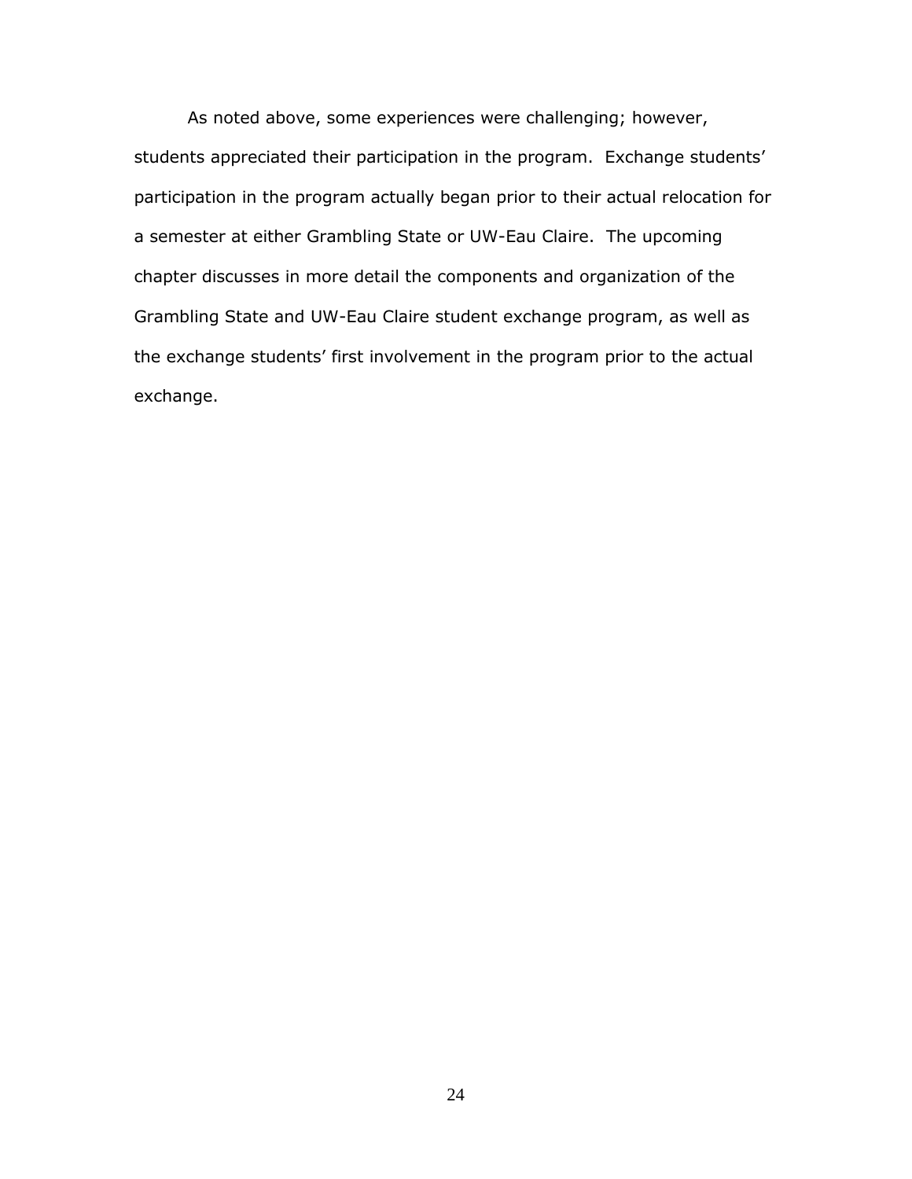As noted above, some experiences were challenging; however, students appreciated their participation in the program. Exchange students' participation in the program actually began prior to their actual relocation for a semester at either Grambling State or UW-Eau Claire. The upcoming chapter discusses in more detail the components and organization of the Grambling State and UW-Eau Claire student exchange program, as well as the exchange students' first involvement in the program prior to the actual exchange.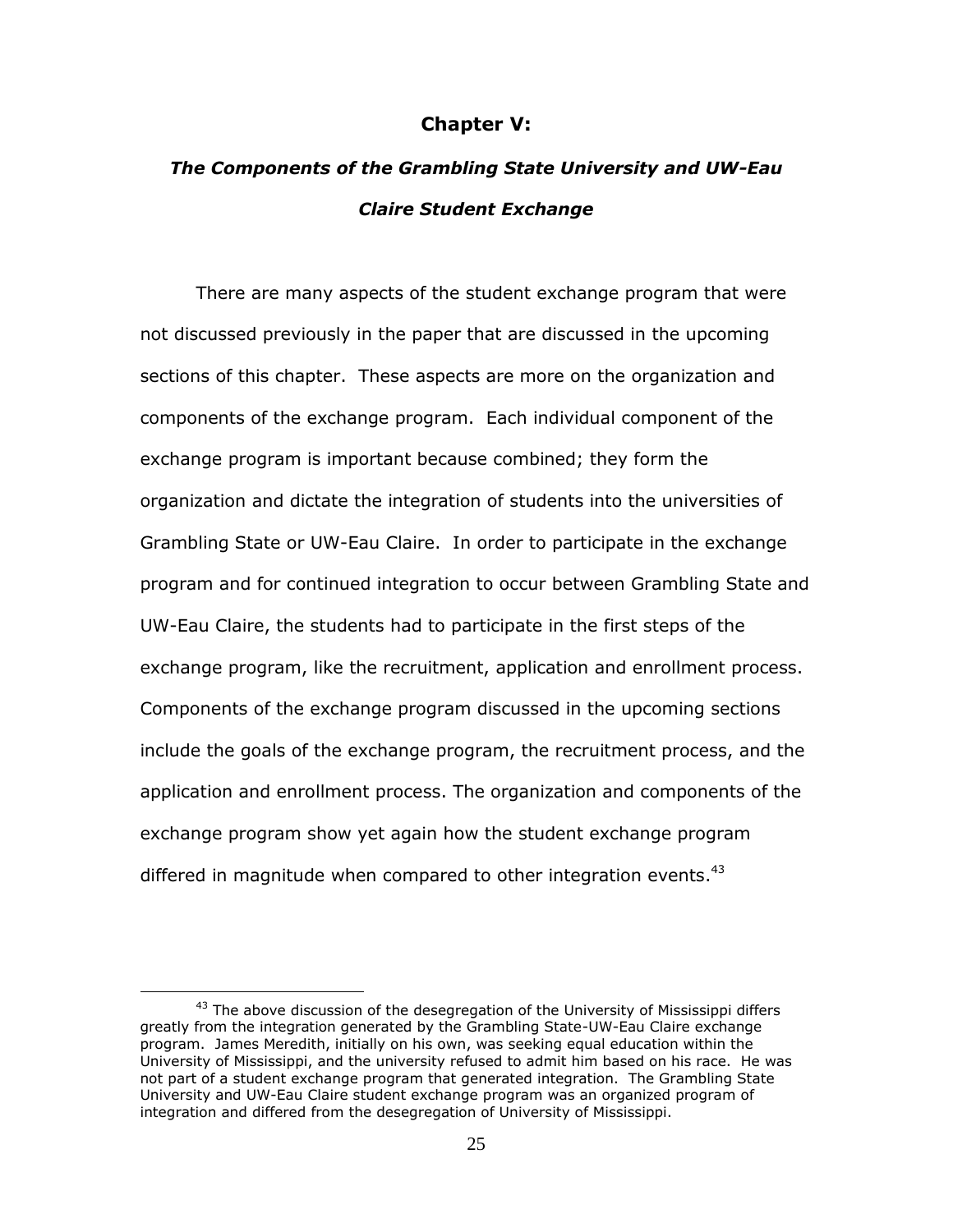# Chapter V:

## *The Components of the Grambling State University and UW-Eau Claire Student Exchange*

There are many aspects of the student exchange program that were not discussed previously in the paper that are discussed in the upcoming sections of this chapter. These aspects are more on the organization and components of the exchange program. Each individual component of the exchange program is important because combined; they form the organization and dictate the integration of students into the universities of Grambling State or UW-Eau Claire. In order to participate in the exchange program and for continued integration to occur between Grambling State and UW-Eau Claire, the students had to participate in the first steps of the exchange program, like the recruitment, application and enrollment process. Components of the exchange program discussed in the upcoming sections include the goals of the exchange program, the recruitment process, and the application and enrollment process. The organization and components of the exchange program show yet again how the student exchange program differed in magnitude when compared to other integration events.[43]

---

[43] The above discussion of the desegregation of the University of Mississippi differs greatly from the integration generated by the Grambling State-UW-Eau Claire exchange program. James Meredith, initially on his own, was seeking equal education within the University of Mississippi, and the university refused to admit him based on his race. He was not part of a student exchange program that generated integration. The Grambling State University and UW-Eau Claire student exchange program was an organized program of integration and differed from the desegregation of University of Mississippi.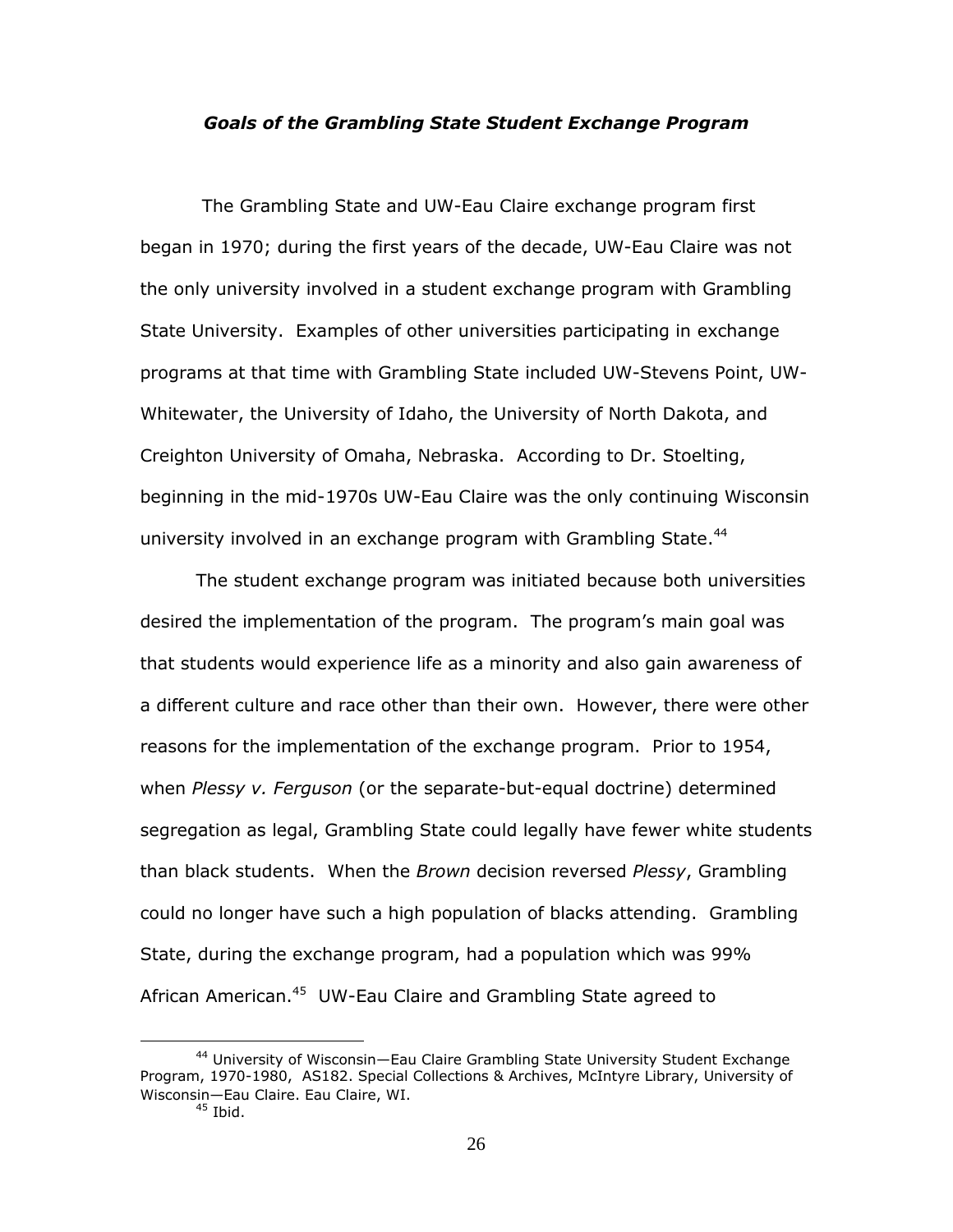### *Goals of the Grambling State Student Exchange Program*

The Grambling State and UW-Eau Claire exchange program first began in 1970; during the first years of the decade, UW-Eau Claire was not the only university involved in a student exchange program with Grambling State University. Examples of other universities participating in exchange programs at that time with Grambling State included UW-Stevens Point, UW-Whitewater, the University of Idaho, the University of North Dakota, and Creighton University of Omaha, Nebraska. According to Dr. Stoelting, beginning in the mid-1970s UW-Eau Claire was the only continuing Wisconsin university involved in an exchange program with Grambling State.[44]

The student exchange program was initiated because both universities desired the implementation of the program. The program's main goal was that students would experience life as a minority and also gain awareness of a different culture and race other than their own. However, there were other reasons for the implementation of the exchange program. Prior to 1954, when *Plessy v. Ferguson* (or the separate-but-equal doctrine) determined segregation as legal, Grambling State could legally have fewer white students than black students. When the *Brown* decision reversed *Plessy*, Grambling could no longer have such a high population of blacks attending. Grambling State, during the exchange program, had a population which was 99% African American.[45] UW-Eau Claire and Grambling State agreed to

---

[44] University of Wisconsin—Eau Claire Grambling State University Student Exchange Program, 1970-1980, AS182. Special Collections & Archives, McIntyre Library, University of Wisconsin—Eau Claire. Eau Claire, WI.

[45] Ibid.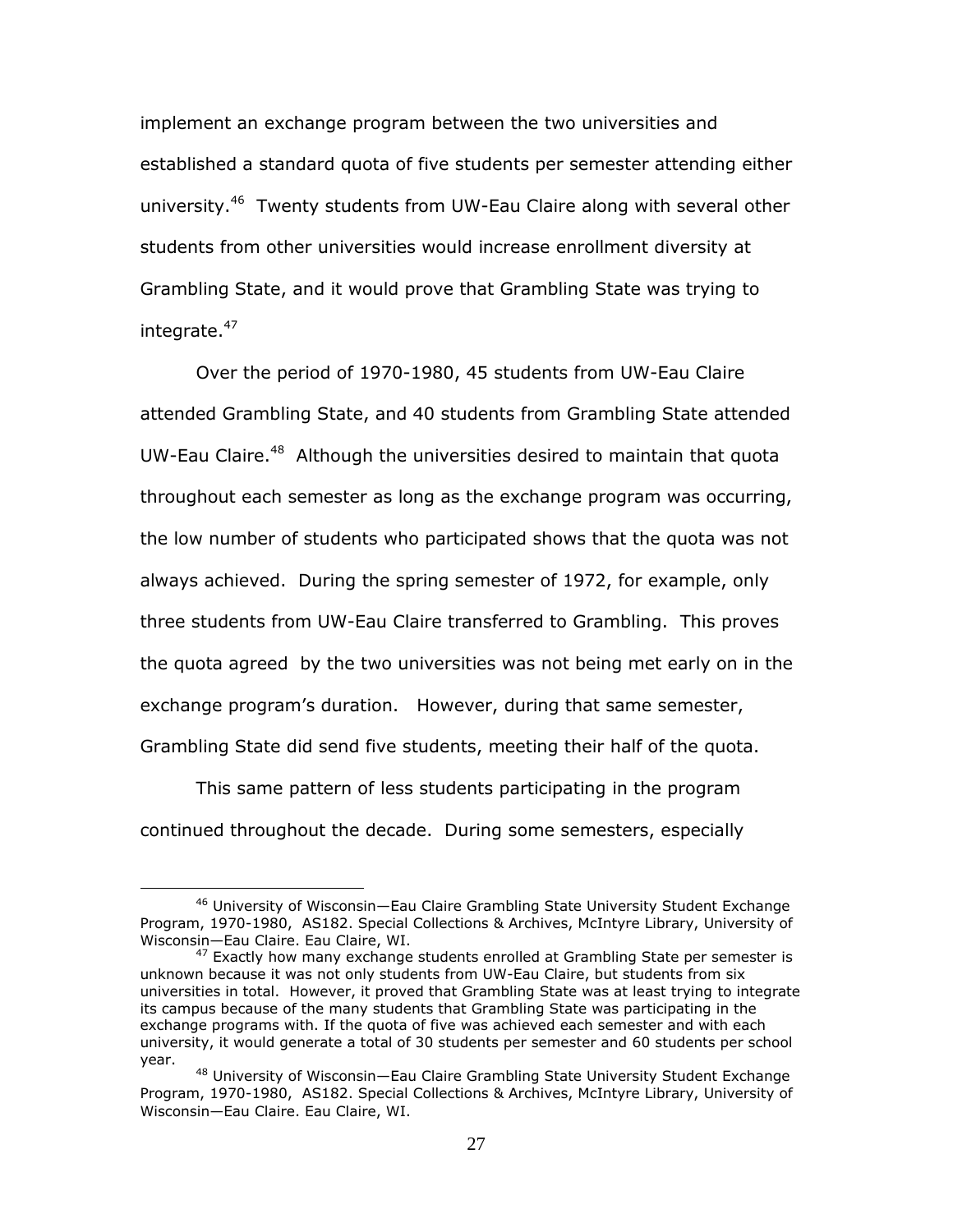implement an exchange program between the two universities and established a standard quota of five students per semester attending either university.[46] Twenty students from UW-Eau Claire along with several other students from other universities would increase enrollment diversity at Grambling State, and it would prove that Grambling State was trying to integrate.[47]

Over the period of 1970-1980, 45 students from UW-Eau Claire attended Grambling State, and 40 students from Grambling State attended UW-Eau Claire.[48] Although the universities desired to maintain that quota throughout each semester as long as the exchange program was occurring, the low number of students who participated shows that the quota was not always achieved. During the spring semester of 1972, for example, only three students from UW-Eau Claire transferred to Grambling. This proves the quota agreed by the two universities was not being met early on in the exchange program's duration. However, during that same semester, Grambling State did send five students, meeting their half of the quota.

This same pattern of less students participating in the program continued throughout the decade. During some semesters, especially

---

[46] University of Wisconsin—Eau Claire Grambling State University Student Exchange Program, 1970-1980, AS182. Special Collections & Archives, McIntyre Library, University of Wisconsin—Eau Claire. Eau Claire, WI.

[47] Exactly how many exchange students enrolled at Grambling State per semester is unknown because it was not only students from UW-Eau Claire, but students from six universities in total. However, it proved that Grambling State was at least trying to integrate its campus because of the many students that Grambling State was participating in the exchange programs with. If the quota of five was achieved each semester and with each university, it would generate a total of 30 students per semester and 60 students per school year.

[48] University of Wisconsin—Eau Claire Grambling State University Student Exchange Program, 1970-1980, AS182. Special Collections & Archives, McIntyre Library, University of Wisconsin—Eau Claire. Eau Claire, WI.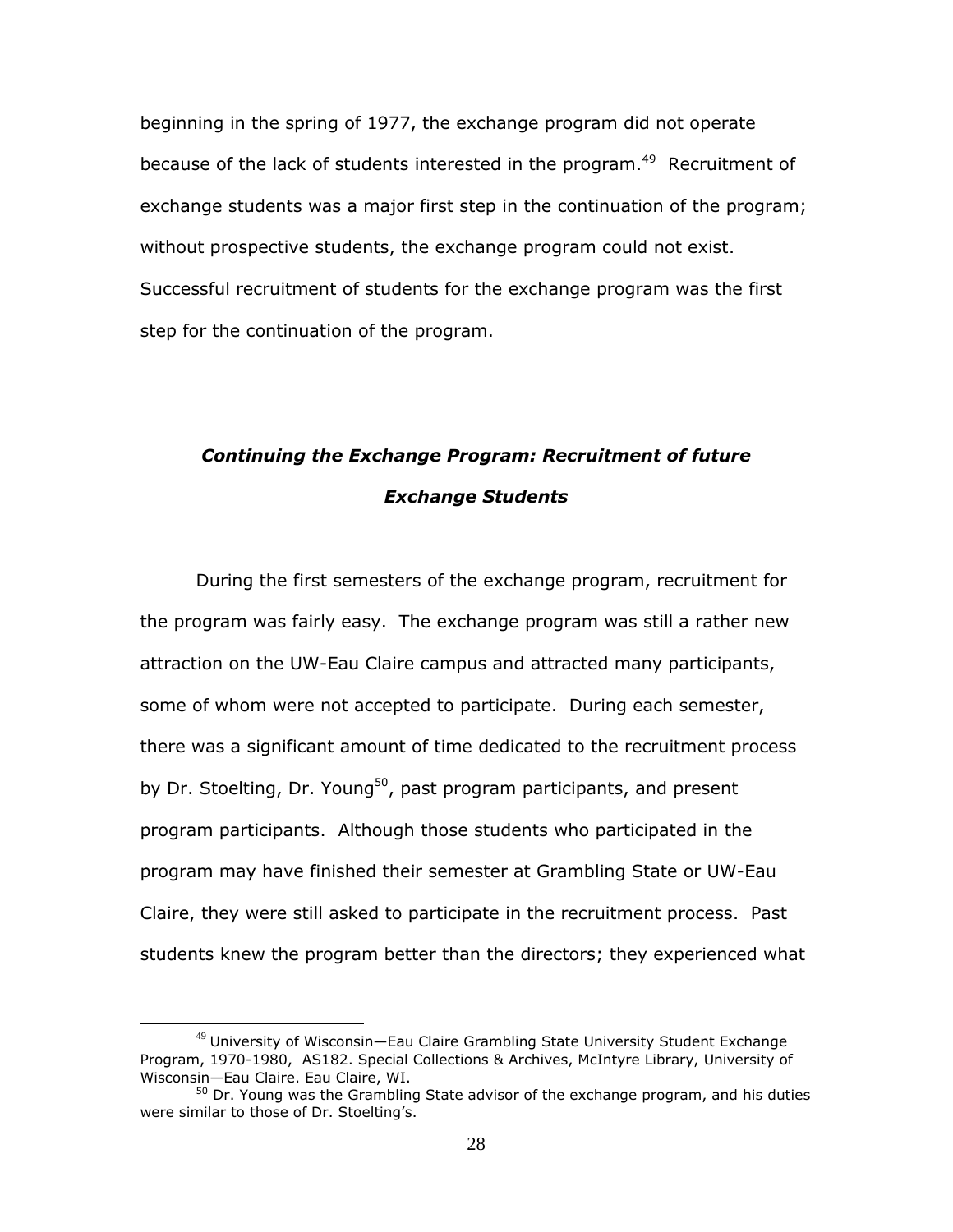beginning in the spring of 1977, the exchange program did not operate because of the lack of students interested in the program.[49] Recruitment of exchange students was a major first step in the continuation of the program; without prospective students, the exchange program could not exist. Successful recruitment of students for the exchange program was the first step for the continuation of the program.

### *Continuing the Exchange Program: Recruitment of future Exchange Students*

During the first semesters of the exchange program, recruitment for the program was fairly easy. The exchange program was still a rather new attraction on the UW-Eau Claire campus and attracted many participants, some of whom were not accepted to participate. During each semester, there was a significant amount of time dedicated to the recruitment process by Dr. Stoelting, Dr. Young[50], past program participants, and present program participants. Although those students who participated in the program may have finished their semester at Grambling State or UW-Eau Claire, they were still asked to participate in the recruitment process. Past students knew the program better than the directors; they experienced what

---

[49] University of Wisconsin—Eau Claire Grambling State University Student Exchange Program, 1970-1980, AS182. Special Collections & Archives, McIntyre Library, University of Wisconsin—Eau Claire. Eau Claire, WI.

[50] Dr. Young was the Grambling State advisor of the exchange program, and his duties were similar to those of Dr. Stoelting's.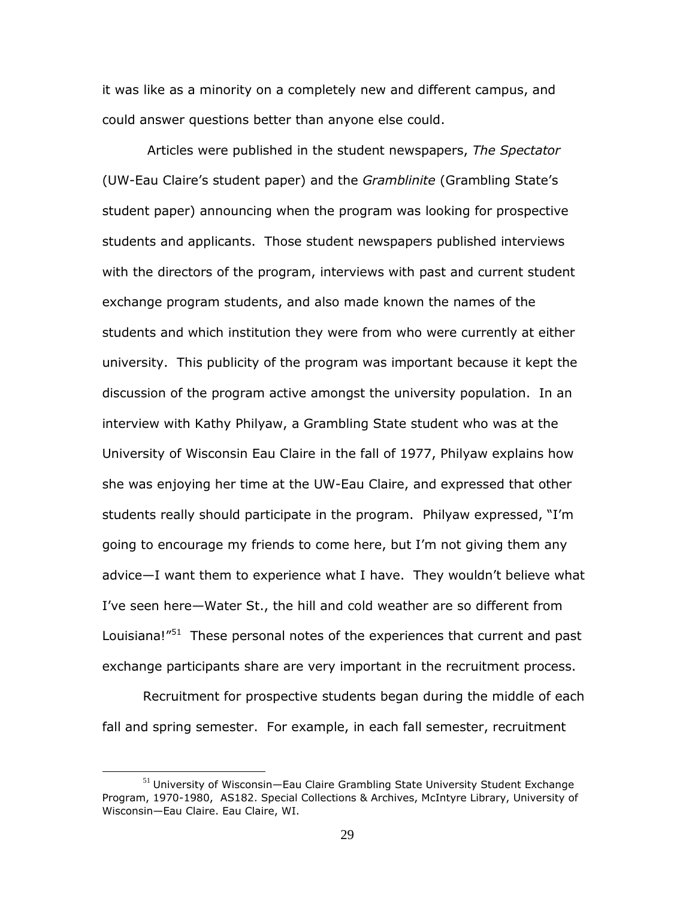it was like as a minority on a completely new and different campus, and could answer questions better than anyone else could.

Articles were published in the student newspapers, *The Spectator* (UW-Eau Claire's student paper) and the *Gramblinite* (Grambling State's student paper) announcing when the program was looking for prospective students and applicants. Those student newspapers published interviews with the directors of the program, interviews with past and current student exchange program students, and also made known the names of the students and which institution they were from who were currently at either university. This publicity of the program was important because it kept the discussion of the program active amongst the university population. In an interview with Kathy Philyaw, a Grambling State student who was at the University of Wisconsin Eau Claire in the fall of 1977, Philyaw explains how she was enjoying her time at the UW-Eau Claire, and expressed that other students really should participate in the program. Philyaw expressed, "I'm going to encourage my friends to come here, but I'm not giving them any advice—I want them to experience what I have. They wouldn't believe what I've seen here—Water St., the hill and cold weather are so different from Louisiana!"[51] These personal notes of the experiences that current and past exchange participants share are very important in the recruitment process.

Recruitment for prospective students began during the middle of each fall and spring semester. For example, in each fall semester, recruitment

---

[51] University of Wisconsin—Eau Claire Grambling State University Student Exchange Program, 1970-1980, AS182. Special Collections & Archives, McIntyre Library, University of Wisconsin—Eau Claire. Eau Claire, WI.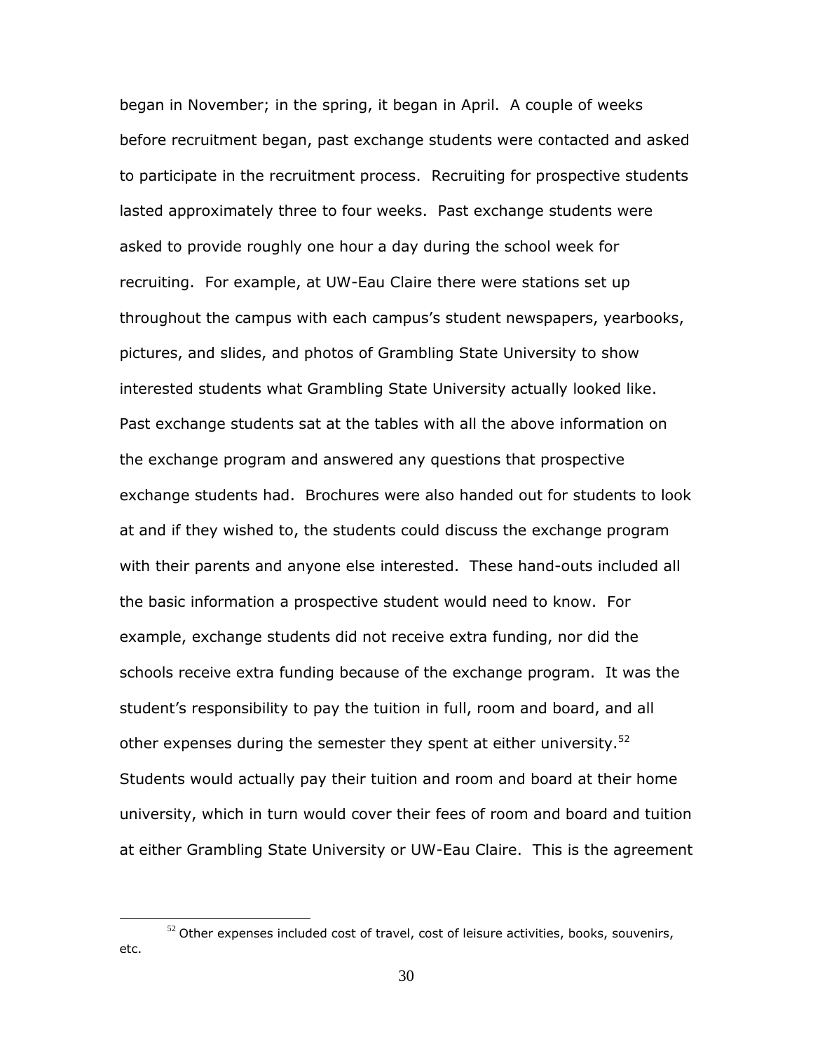began in November; in the spring, it began in April. A couple of weeks before recruitment began, past exchange students were contacted and asked to participate in the recruitment process. Recruiting for prospective students lasted approximately three to four weeks. Past exchange students were asked to provide roughly one hour a day during the school week for recruiting. For example, at UW-Eau Claire there were stations set up throughout the campus with each campus's student newspapers, yearbooks, pictures, and slides, and photos of Grambling State University to show interested students what Grambling State University actually looked like. Past exchange students sat at the tables with all the above information on the exchange program and answered any questions that prospective exchange students had. Brochures were also handed out for students to look at and if they wished to, the students could discuss the exchange program with their parents and anyone else interested. These hand-outs included all the basic information a prospective student would need to know. For example, exchange students did not receive extra funding, nor did the schools receive extra funding because of the exchange program. It was the student's responsibility to pay the tuition in full, room and board, and all other expenses during the semester they spent at either university.[52] Students would actually pay their tuition and room and board at their home university, which in turn would cover their fees of room and board and tuition at either Grambling State University or UW-Eau Claire. This is the agreement

[52] Other expenses included cost of travel, cost of leisure activities, books, souvenirs, etc.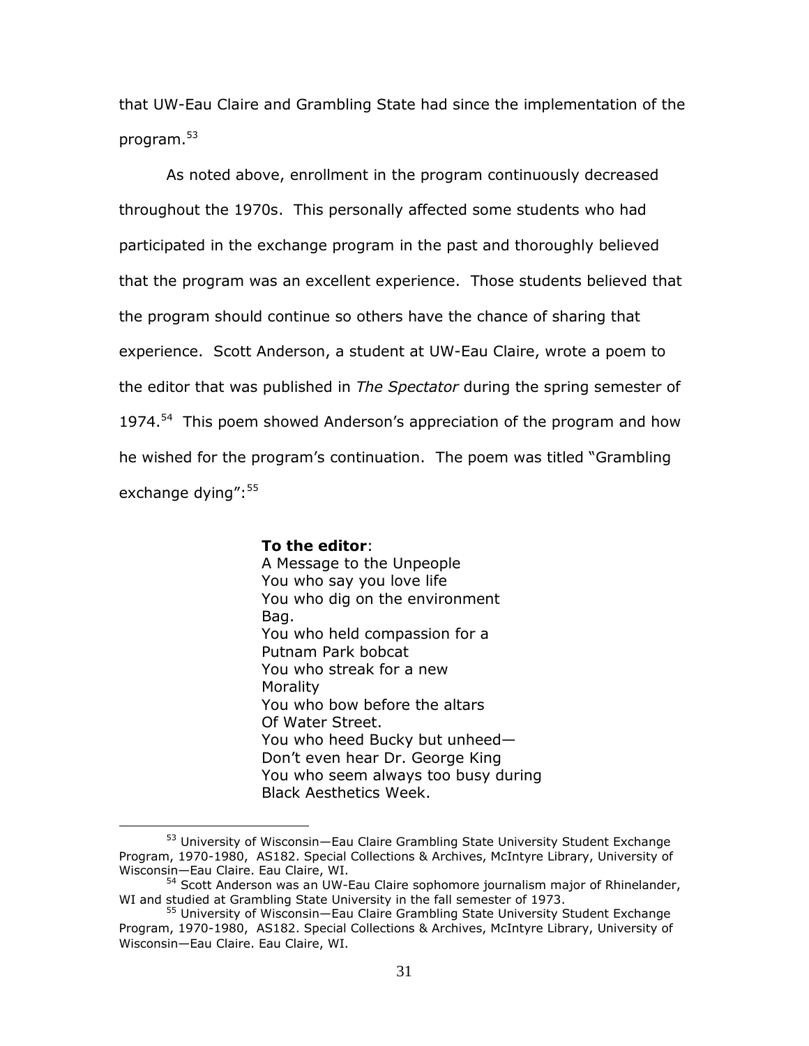that UW-Eau Claire and Grambling State had since the implementation of the program.[53]

As noted above, enrollment in the program continuously decreased throughout the 1970s. This personally affected some students who had participated in the exchange program in the past and thoroughly believed that the program was an excellent experience. Those students believed that the program should continue so others have the chance of sharing that experience. Scott Anderson, a student at UW-Eau Claire, wrote a poem to the editor that was published in *The Spectator* during the spring semester of 1974.[54] This poem showed Anderson's appreciation of the program and how he wished for the program's continuation. The poem was titled "Grambling exchange dying":[55]

> **To the editor**:
> A Message to the Unpeople
> You who say you love life
> You who dig on the environment
> Bag.
> You who held compassion for a
> Putnam Park bobcat
> You who streak for a new
> Morality
> You who bow before the altars
> Of Water Street.
> You who heed Bucky but unheed—
> Don't even hear Dr. George King
> You who seem always too busy during
> Black Aesthetics Week.

---

[53] University of Wisconsin—Eau Claire Grambling State University Student Exchange Program, 1970-1980, AS182. Special Collections & Archives, McIntyre Library, University of Wisconsin—Eau Claire. Eau Claire, WI.

[54] Scott Anderson was an UW-Eau Claire sophomore journalism major of Rhinelander, WI and studied at Grambling State University in the fall semester of 1973.

[55] University of Wisconsin—Eau Claire Grambling State University Student Exchange Program, 1970-1980, AS182. Special Collections & Archives, McIntyre Library, University of Wisconsin—Eau Claire. Eau Claire, WI.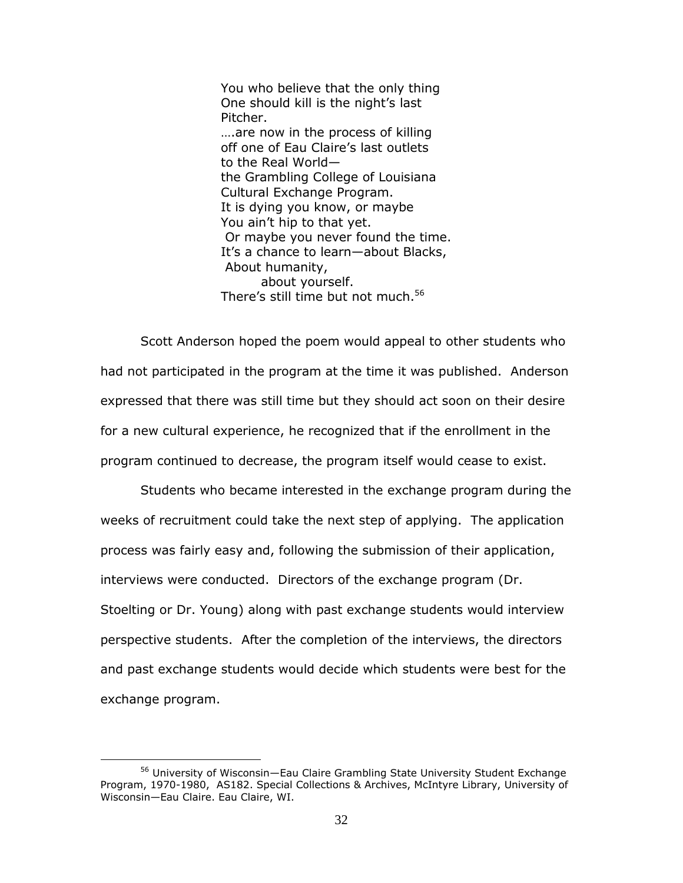> You who believe that the only thing
> One should kill is the night's last
> Pitcher.
> ….are now in the process of killing
> off one of Eau Claire's last outlets
> to the Real World—
> the Grambling College of Louisiana
> Cultural Exchange Program.
> It is dying you know, or maybe
> You ain't hip to that yet.
> Or maybe you never found the time.
> It's a chance to learn—about Blacks,
> About humanity,
> about yourself.
> There's still time but not much.[56]

Scott Anderson hoped the poem would appeal to other students who had not participated in the program at the time it was published. Anderson expressed that there was still time but they should act soon on their desire for a new cultural experience, he recognized that if the enrollment in the program continued to decrease, the program itself would cease to exist.

Students who became interested in the exchange program during the weeks of recruitment could take the next step of applying. The application process was fairly easy and, following the submission of their application, interviews were conducted. Directors of the exchange program (Dr. Stoelting or Dr. Young) along with past exchange students would interview perspective students. After the completion of the interviews, the directors and past exchange students would decide which students were best for the exchange program.

[56] University of Wisconsin—Eau Claire Grambling State University Student Exchange Program, 1970-1980, AS182. Special Collections & Archives, McIntyre Library, University of Wisconsin—Eau Claire. Eau Claire, WI.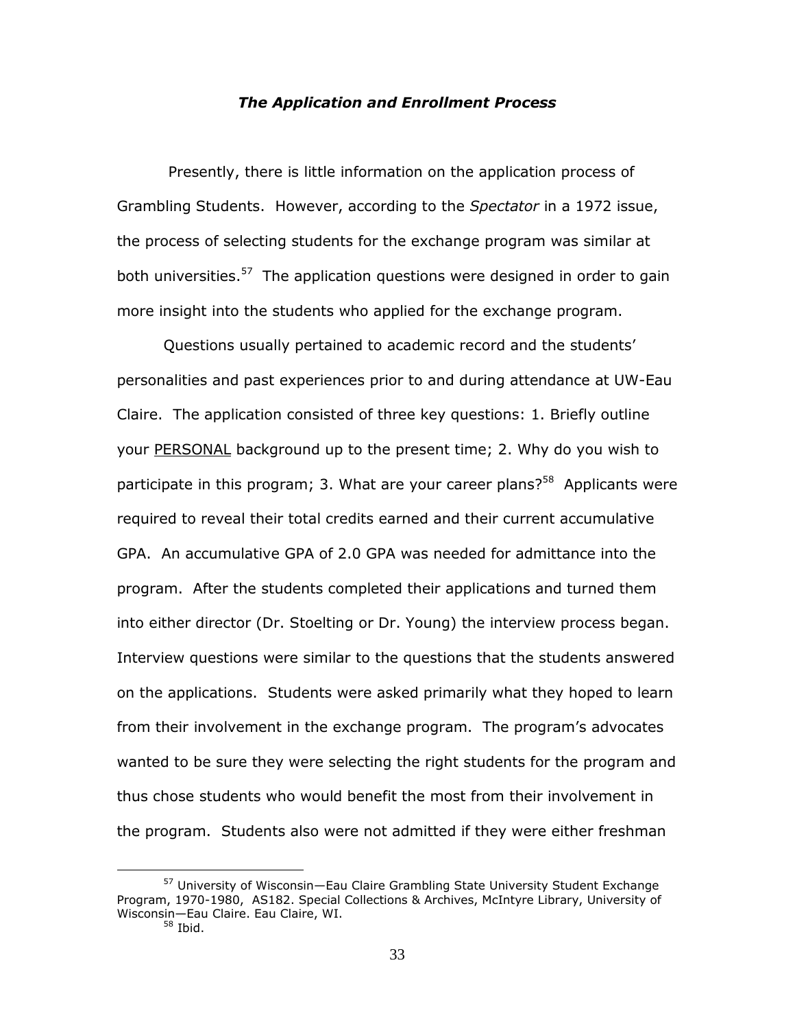### ***The Application and Enrollment Process***

Presently, there is little information on the application process of Grambling Students. However, according to the *Spectator* in a 1972 issue, the process of selecting students for the exchange program was similar at both universities.[57] The application questions were designed in order to gain more insight into the students who applied for the exchange program.

Questions usually pertained to academic record and the students' personalities and past experiences prior to and during attendance at UW-Eau Claire. The application consisted of three key questions: 1. Briefly outline your <u>PERSONAL</u> background up to the present time; 2. Why do you wish to participate in this program; 3. What are your career plans?[58] Applicants were required to reveal their total credits earned and their current accumulative GPA. An accumulative GPA of 2.0 GPA was needed for admittance into the program. After the students completed their applications and turned them into either director (Dr. Stoelting or Dr. Young) the interview process began. Interview questions were similar to the questions that the students answered on the applications. Students were asked primarily what they hoped to learn from their involvement in the exchange program. The program's advocates wanted to be sure they were selecting the right students for the program and thus chose students who would benefit the most from their involvement in the program. Students also were not admitted if they were either freshman

---

[57] University of Wisconsin—Eau Claire Grambling State University Student Exchange Program, 1970-1980, AS182. Special Collections & Archives, McIntyre Library, University of Wisconsin—Eau Claire. Eau Claire, WI.

[58] Ibid.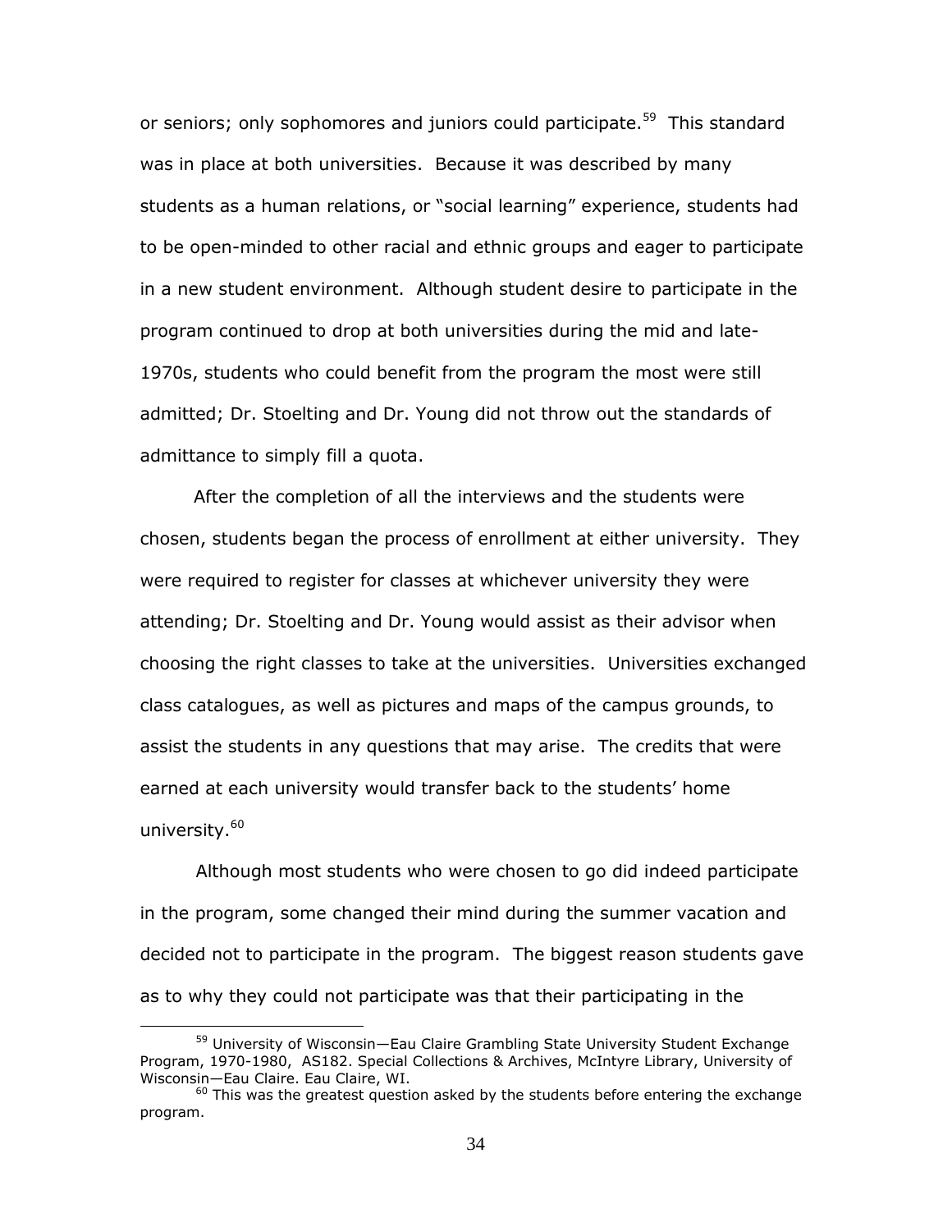or seniors; only sophomores and juniors could participate.[59] This standard was in place at both universities. Because it was described by many students as a human relations, or "social learning" experience, students had to be open-minded to other racial and ethnic groups and eager to participate in a new student environment. Although student desire to participate in the program continued to drop at both universities during the mid and late-1970s, students who could benefit from the program the most were still admitted; Dr. Stoelting and Dr. Young did not throw out the standards of admittance to simply fill a quota.

After the completion of all the interviews and the students were chosen, students began the process of enrollment at either university. They were required to register for classes at whichever university they were attending; Dr. Stoelting and Dr. Young would assist as their advisor when choosing the right classes to take at the universities. Universities exchanged class catalogues, as well as pictures and maps of the campus grounds, to assist the students in any questions that may arise. The credits that were earned at each university would transfer back to the students' home university.[60]

Although most students who were chosen to go did indeed participate in the program, some changed their mind during the summer vacation and decided not to participate in the program. The biggest reason students gave as to why they could not participate was that their participating in the

---

[59] University of Wisconsin—Eau Claire Grambling State University Student Exchange Program, 1970-1980, AS182. Special Collections & Archives, McIntyre Library, University of Wisconsin—Eau Claire. Eau Claire, WI.

[60] This was the greatest question asked by the students before entering the exchange program.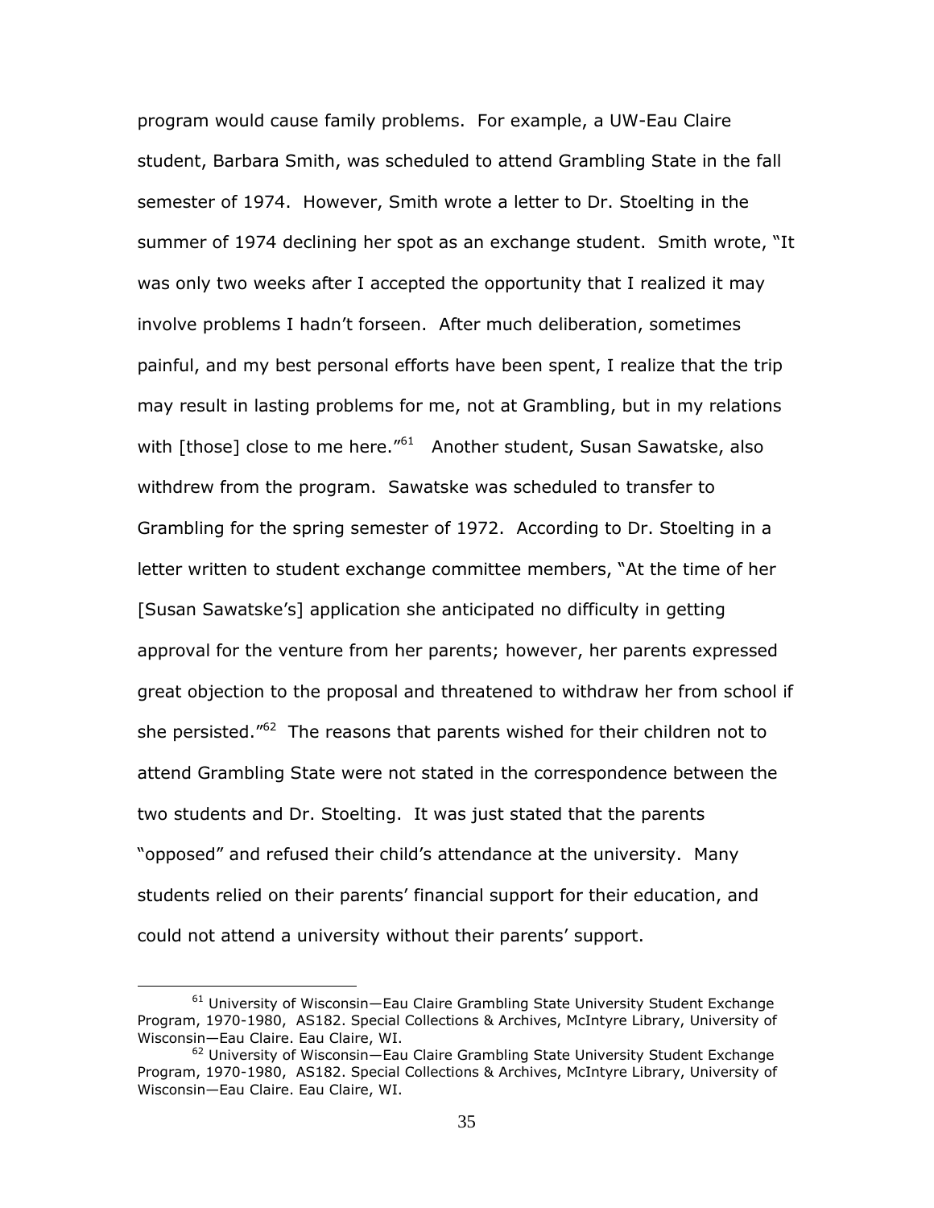program would cause family problems. For example, a UW-Eau Claire student, Barbara Smith, was scheduled to attend Grambling State in the fall semester of 1974. However, Smith wrote a letter to Dr. Stoelting in the summer of 1974 declining her spot as an exchange student. Smith wrote, "It was only two weeks after I accepted the opportunity that I realized it may involve problems I hadn't forseen. After much deliberation, sometimes painful, and my best personal efforts have been spent, I realize that the trip may result in lasting problems for me, not at Grambling, but in my relations with [those] close to me here."[61] Another student, Susan Sawatske, also withdrew from the program. Sawatske was scheduled to transfer to Grambling for the spring semester of 1972. According to Dr. Stoelting in a letter written to student exchange committee members, "At the time of her [Susan Sawatske's] application she anticipated no difficulty in getting approval for the venture from her parents; however, her parents expressed great objection to the proposal and threatened to withdraw her from school if she persisted."[62] The reasons that parents wished for their children not to attend Grambling State were not stated in the correspondence between the two students and Dr. Stoelting. It was just stated that the parents "opposed" and refused their child's attendance at the university. Many students relied on their parents' financial support for their education, and could not attend a university without their parents' support.

[61] University of Wisconsin—Eau Claire Grambling State University Student Exchange Program, 1970-1980, AS182. Special Collections & Archives, McIntyre Library, University of Wisconsin—Eau Claire. Eau Claire, WI.

[62] University of Wisconsin—Eau Claire Grambling State University Student Exchange Program, 1970-1980, AS182. Special Collections & Archives, McIntyre Library, University of Wisconsin—Eau Claire. Eau Claire, WI.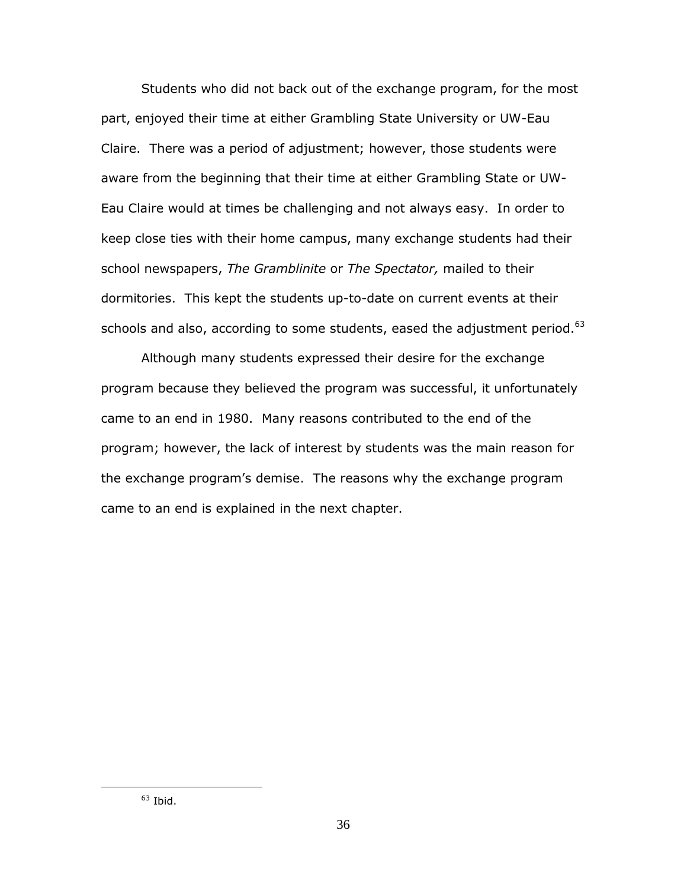Students who did not back out of the exchange program, for the most part, enjoyed their time at either Grambling State University or UW-Eau Claire. There was a period of adjustment; however, those students were aware from the beginning that their time at either Grambling State or UW-Eau Claire would at times be challenging and not always easy. In order to keep close ties with their home campus, many exchange students had their school newspapers, *The Gramblinite* or *The Spectator,* mailed to their dormitories. This kept the students up-to-date on current events at their schools and also, according to some students, eased the adjustment period.[63]

Although many students expressed their desire for the exchange program because they believed the program was successful, it unfortunately came to an end in 1980. Many reasons contributed to the end of the program; however, the lack of interest by students was the main reason for the exchange program's demise. The reasons why the exchange program came to an end is explained in the next chapter.

---

[63] Ibid.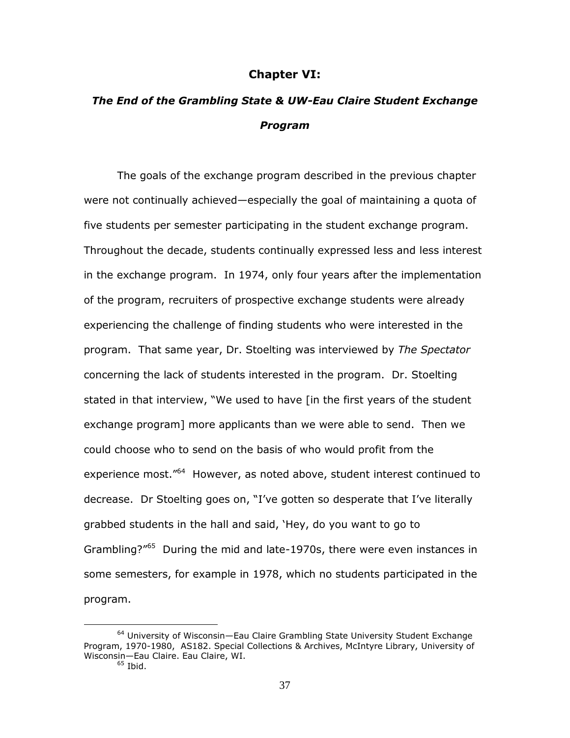# Chapter VI:

## *The End of the Grambling State & UW-Eau Claire Student Exchange Program*

The goals of the exchange program described in the previous chapter were not continually achieved—especially the goal of maintaining a quota of five students per semester participating in the student exchange program. Throughout the decade, students continually expressed less and less interest in the exchange program. In 1974, only four years after the implementation of the program, recruiters of prospective exchange students were already experiencing the challenge of finding students who were interested in the program. That same year, Dr. Stoelting was interviewed by *The Spectator* concerning the lack of students interested in the program. Dr. Stoelting stated in that interview, "We used to have [in the first years of the student exchange program] more applicants than we were able to send. Then we could choose who to send on the basis of who would profit from the experience most."[64] However, as noted above, student interest continued to decrease. Dr Stoelting goes on, "I've gotten so desperate that I've literally grabbed students in the hall and said, 'Hey, do you want to go to Grambling?"[65] During the mid and late-1970s, there were even instances in some semesters, for example in 1978, which no students participated in the program.

---

[64] University of Wisconsin—Eau Claire Grambling State University Student Exchange Program, 1970-1980, AS182. Special Collections & Archives, McIntyre Library, University of Wisconsin—Eau Claire. Eau Claire, WI.

[65] Ibid.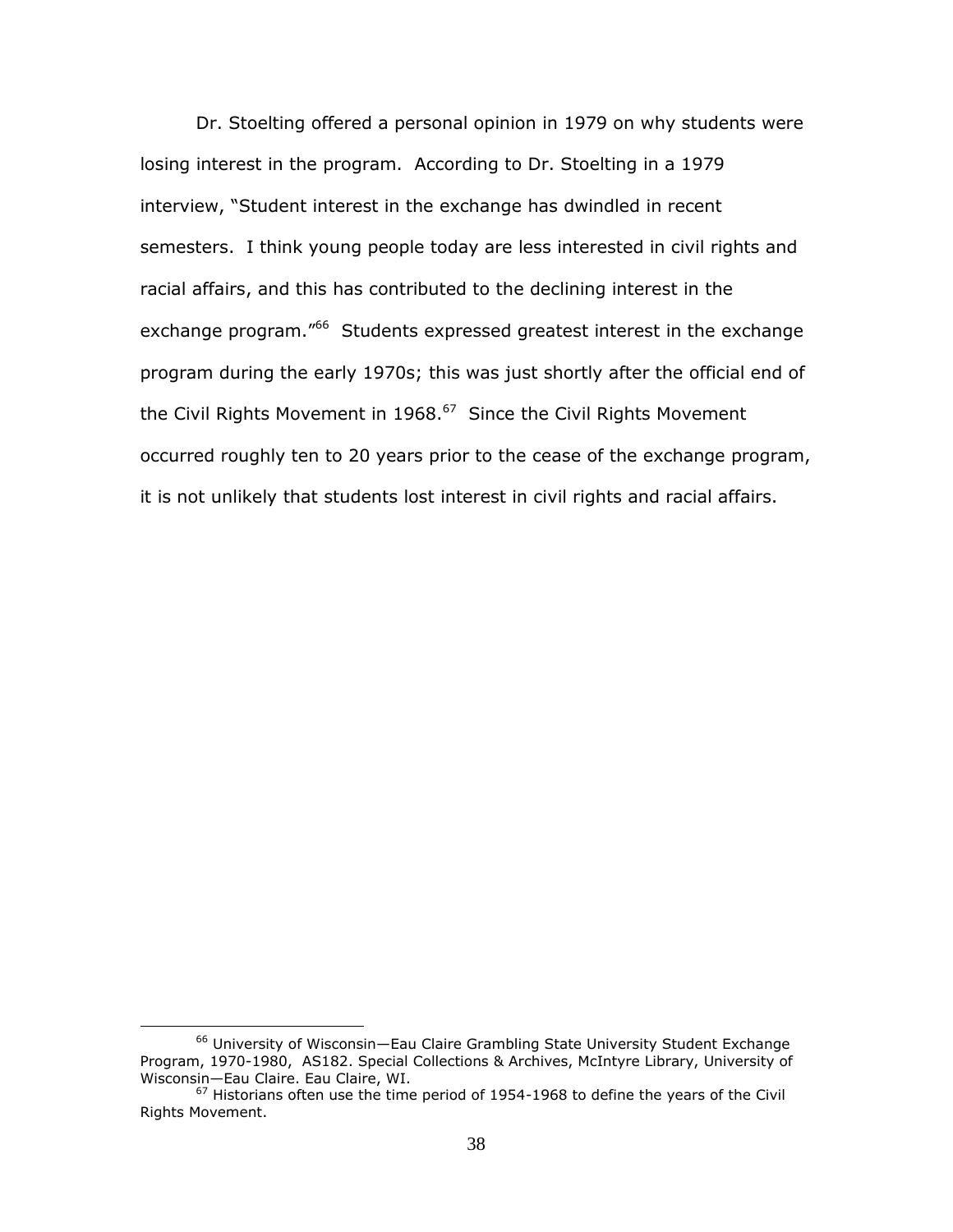Dr. Stoelting offered a personal opinion in 1979 on why students were losing interest in the program. According to Dr. Stoelting in a 1979 interview, "Student interest in the exchange has dwindled in recent semesters. I think young people today are less interested in civil rights and racial affairs, and this has contributed to the declining interest in the exchange program."[66] Students expressed greatest interest in the exchange program during the early 1970s; this was just shortly after the official end of the Civil Rights Movement in 1968.[67] Since the Civil Rights Movement occurred roughly ten to 20 years prior to the cease of the exchange program, it is not unlikely that students lost interest in civil rights and racial affairs.

---

[66] University of Wisconsin—Eau Claire Grambling State University Student Exchange Program, 1970-1980, AS182. Special Collections & Archives, McIntyre Library, University of Wisconsin—Eau Claire. Eau Claire, WI.

[67] Historians often use the time period of 1954-1968 to define the years of the Civil Rights Movement.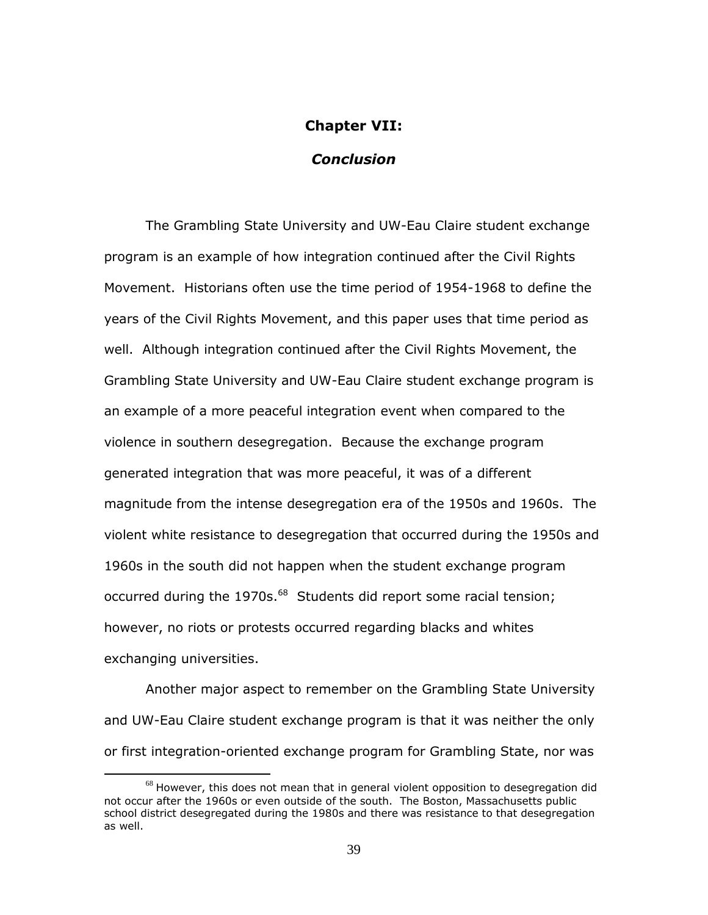# Chapter VII:

## *Conclusion*

The Grambling State University and UW-Eau Claire student exchange program is an example of how integration continued after the Civil Rights Movement. Historians often use the time period of 1954-1968 to define the years of the Civil Rights Movement, and this paper uses that time period as well. Although integration continued after the Civil Rights Movement, the Grambling State University and UW-Eau Claire student exchange program is an example of a more peaceful integration event when compared to the violence in southern desegregation. Because the exchange program generated integration that was more peaceful, it was of a different magnitude from the intense desegregation era of the 1950s and 1960s. The violent white resistance to desegregation that occurred during the 1950s and 1960s in the south did not happen when the student exchange program occurred during the 1970s.[68] Students did report some racial tension; however, no riots or protests occurred regarding blacks and whites exchanging universities.

Another major aspect to remember on the Grambling State University and UW-Eau Claire student exchange program is that it was neither the only or first integration-oriented exchange program for Grambling State, nor was

[68] However, this does not mean that in general violent opposition to desegregation did not occur after the 1960s or even outside of the south. The Boston, Massachusetts public school district desegregated during the 1980s and there was resistance to that desegregation as well.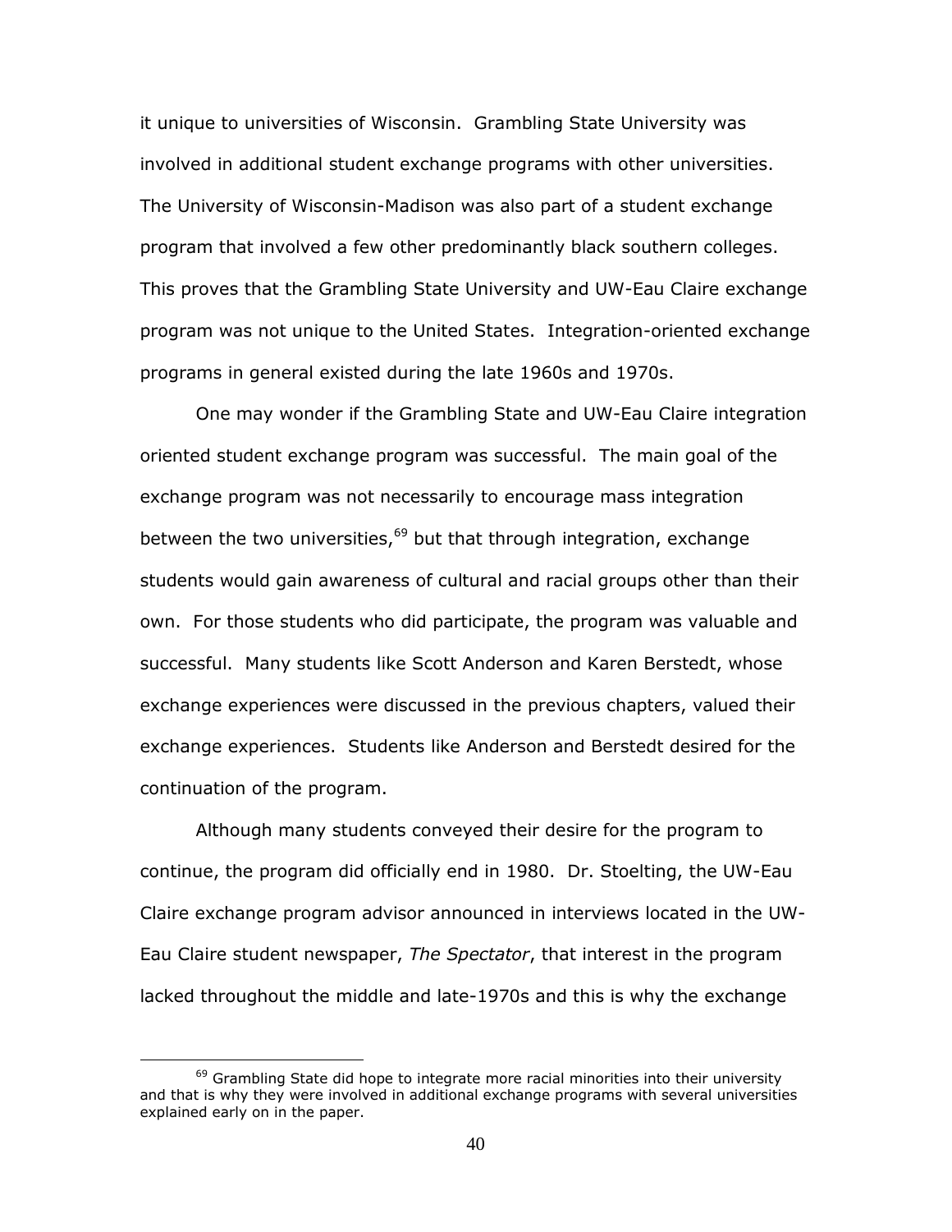it unique to universities of Wisconsin. Grambling State University was involved in additional student exchange programs with other universities. The University of Wisconsin-Madison was also part of a student exchange program that involved a few other predominantly black southern colleges. This proves that the Grambling State University and UW-Eau Claire exchange program was not unique to the United States. Integration-oriented exchange programs in general existed during the late 1960s and 1970s.

One may wonder if the Grambling State and UW-Eau Claire integration oriented student exchange program was successful. The main goal of the exchange program was not necessarily to encourage mass integration between the two universities,[69] but that through integration, exchange students would gain awareness of cultural and racial groups other than their own. For those students who did participate, the program was valuable and successful. Many students like Scott Anderson and Karen Berstedt, whose exchange experiences were discussed in the previous chapters, valued their exchange experiences. Students like Anderson and Berstedt desired for the continuation of the program.

Although many students conveyed their desire for the program to continue, the program did officially end in 1980. Dr. Stoelting, the UW-Eau Claire exchange program advisor announced in interviews located in the UW-Eau Claire student newspaper, *The Spectator*, that interest in the program lacked throughout the middle and late-1970s and this is why the exchange

---

[69] Grambling State did hope to integrate more racial minorities into their university and that is why they were involved in additional exchange programs with several universities explained early on in the paper.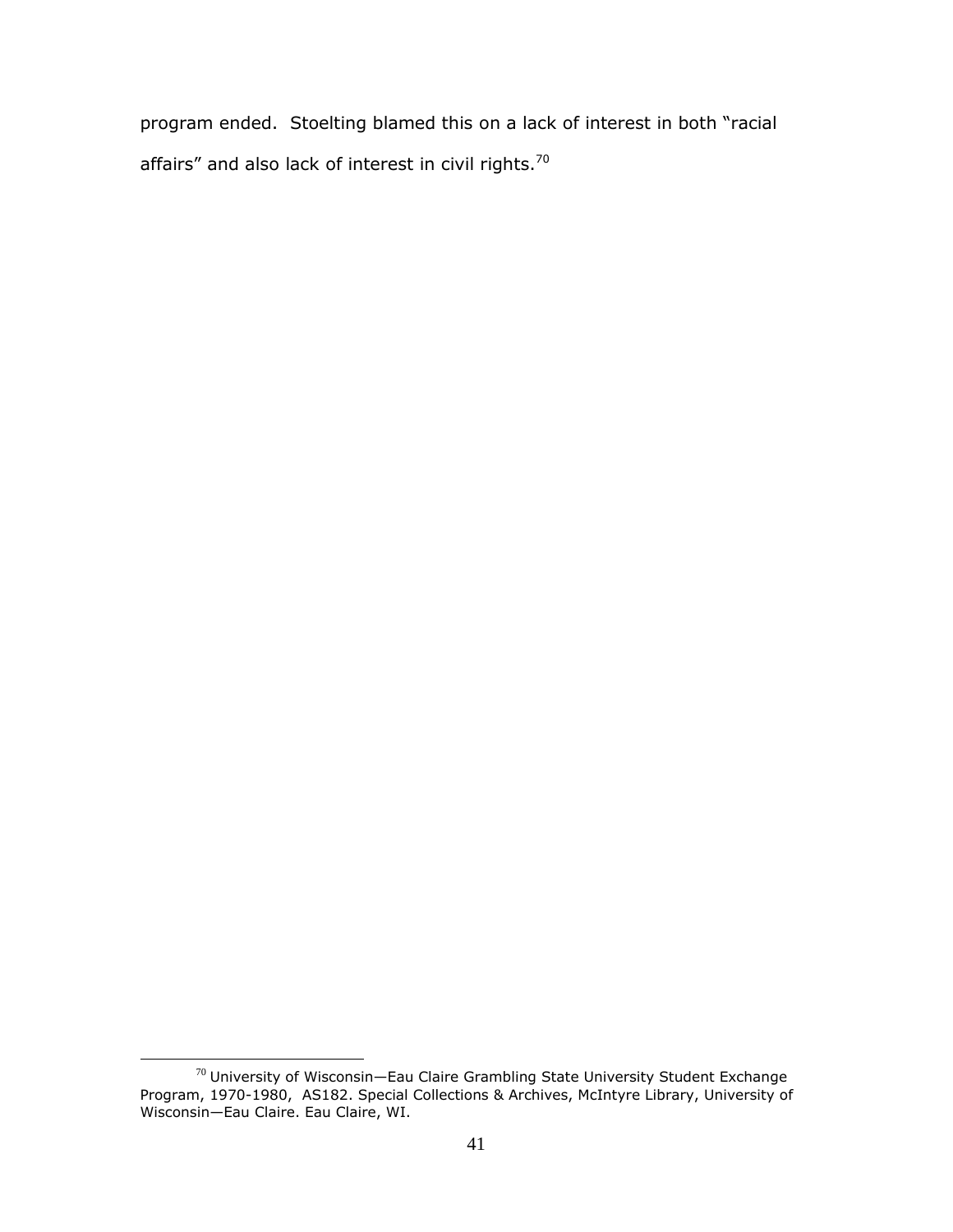program ended. Stoelting blamed this on a lack of interest in both "racial affairs" and also lack of interest in civil rights.[70]

---

[70] University of Wisconsin—Eau Claire Grambling State University Student Exchange Program, 1970-1980, AS182. Special Collections & Archives, McIntyre Library, University of Wisconsin—Eau Claire. Eau Claire, WI.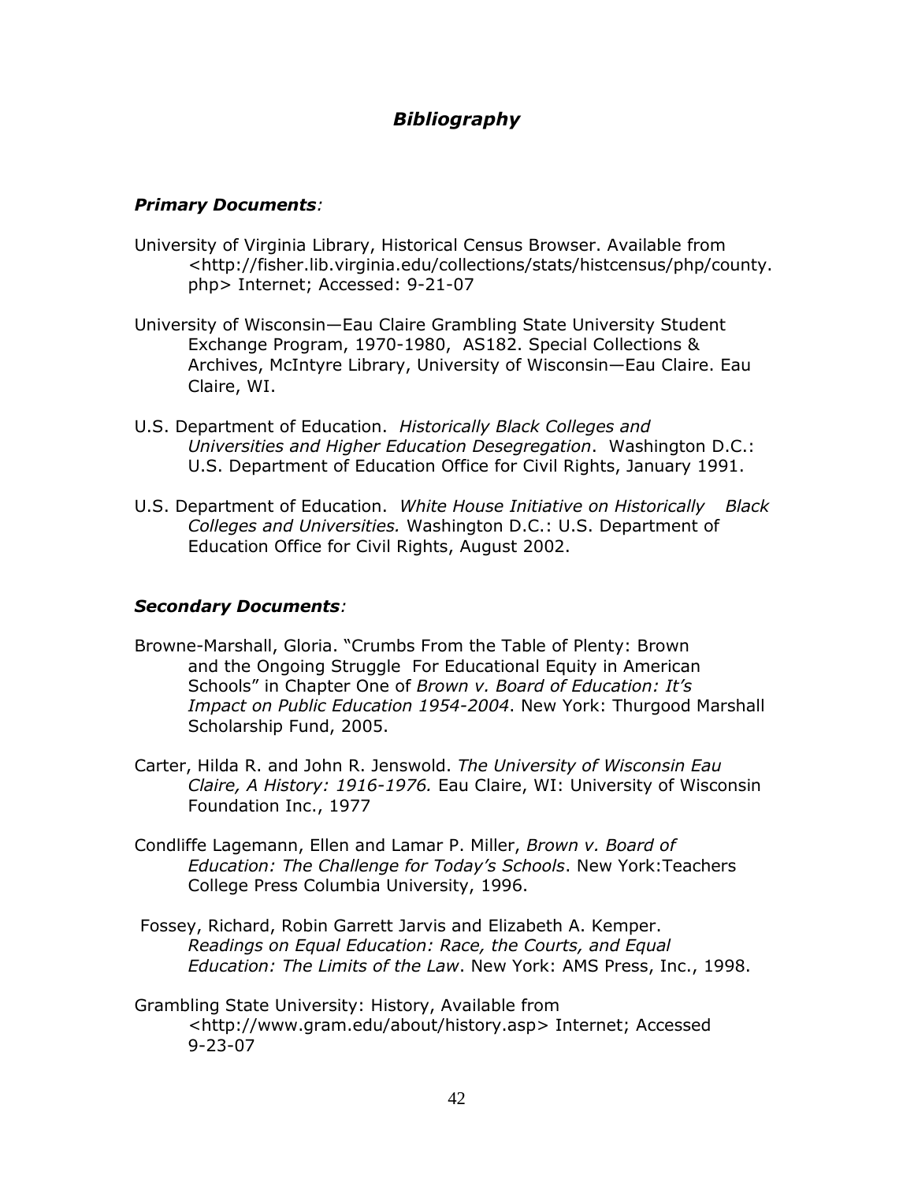## *Bibliography*

### ***Primary Documents:***

University of Virginia Library, Historical Census Browser. Available from <http://fisher.lib.virginia.edu/collections/stats/histcensus/php/county.php> Internet; Accessed: 9-21-07

University of Wisconsin—Eau Claire Grambling State University Student Exchange Program, 1970-1980, AS182. Special Collections & Archives, McIntyre Library, University of Wisconsin—Eau Claire. Eau Claire, WI.

U.S. Department of Education. *Historically Black Colleges and Universities and Higher Education Desegregation*. Washington D.C.: U.S. Department of Education Office for Civil Rights, January 1991.

U.S. Department of Education. *White House Initiative on Historically Black Colleges and Universities.* Washington D.C.: U.S. Department of Education Office for Civil Rights, August 2002.

### ***Secondary Documents:***

Browne-Marshall, Gloria. "Crumbs From the Table of Plenty: Brown and the Ongoing Struggle For Educational Equity in American Schools" in Chapter One of *Brown v. Board of Education: It's Impact on Public Education 1954-2004*. New York: Thurgood Marshall Scholarship Fund, 2005.

Carter, Hilda R. and John R. Jenswold. *The University of Wisconsin Eau Claire, A History: 1916-1976.* Eau Claire, WI: University of Wisconsin Foundation Inc., 1977

Condliffe Lagemann, Ellen and Lamar P. Miller, *Brown v. Board of Education: The Challenge for Today's Schools*. New York:Teachers College Press Columbia University, 1996.

Fossey, Richard, Robin Garrett Jarvis and Elizabeth A. Kemper. *Readings on Equal Education: Race, the Courts, and Equal Education: The Limits of the Law*. New York: AMS Press, Inc., 1998.

Grambling State University: History, Available from <http://www.gram.edu/about/history.asp> Internet; Accessed 9-23-07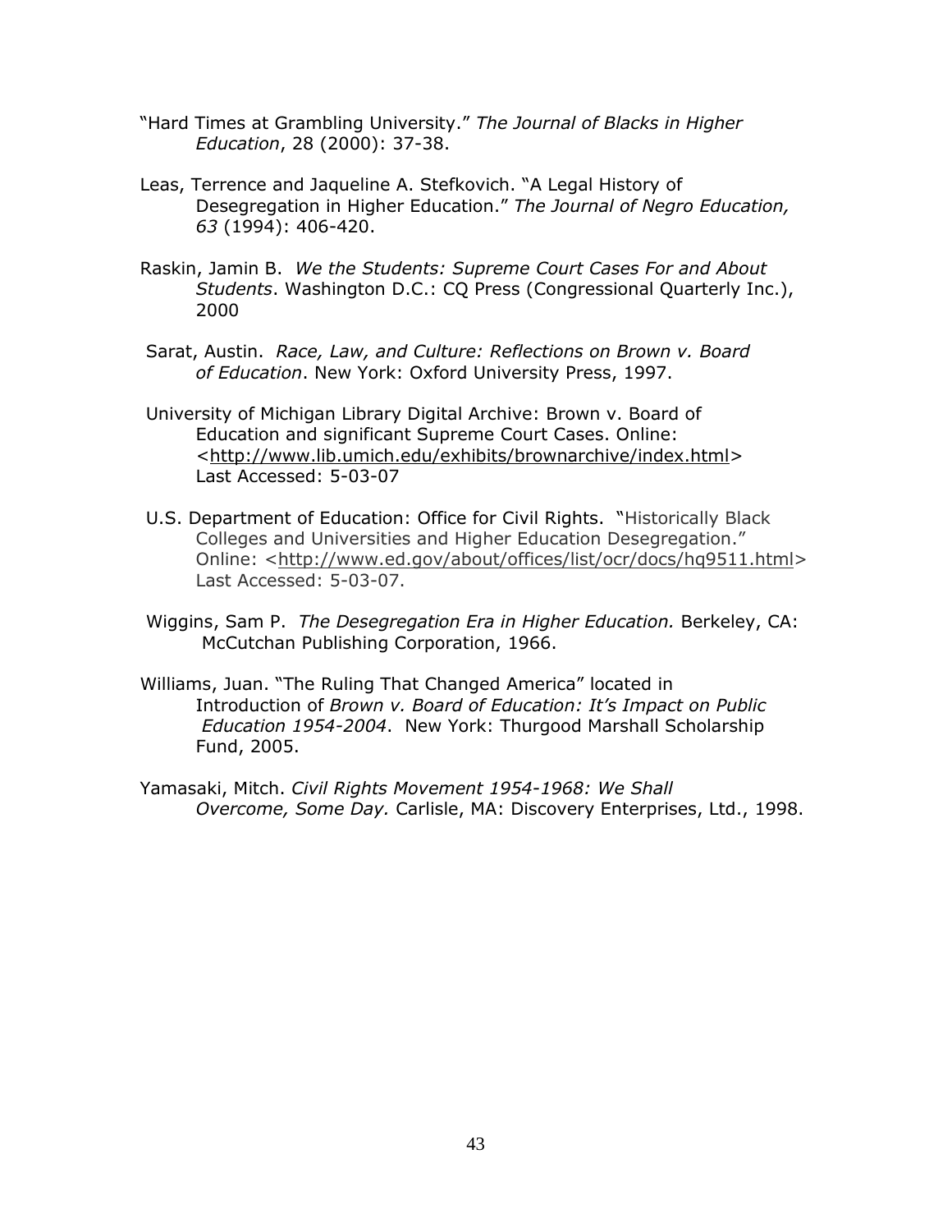"Hard Times at Grambling University." *The Journal of Blacks in Higher Education*, 28 (2000): 37-38.

Leas, Terrence and Jaqueline A. Stefkovich. "A Legal History of Desegregation in Higher Education." *The Journal of Negro Education, 63* (1994): 406-420.

Raskin, Jamin B. *We the Students: Supreme Court Cases For and About Students*. Washington D.C.: CQ Press (Congressional Quarterly Inc.), 2000

Sarat, Austin. *Race, Law, and Culture: Reflections on Brown v. Board of Education*. New York: Oxford University Press, 1997.

University of Michigan Library Digital Archive: Brown v. Board of Education and significant Supreme Court Cases. Online: <http://www.lib.umich.edu/exhibits/brownarchive/index.html> Last Accessed: 5-03-07

U.S. Department of Education: Office for Civil Rights. "Historically Black Colleges and Universities and Higher Education Desegregation." Online: <http://www.ed.gov/about/offices/list/ocr/docs/hq9511.html> Last Accessed: 5-03-07.

Wiggins, Sam P. *The Desegregation Era in Higher Education.* Berkeley, CA: McCutchan Publishing Corporation, 1966.

Williams, Juan. "The Ruling That Changed America" located in Introduction of *Brown v. Board of Education: It's Impact on Public Education 1954-2004*. New York: Thurgood Marshall Scholarship Fund, 2005.

Yamasaki, Mitch. *Civil Rights Movement 1954-1968: We Shall Overcome, Some Day.* Carlisle, MA: Discovery Enterprises, Ltd., 1998.